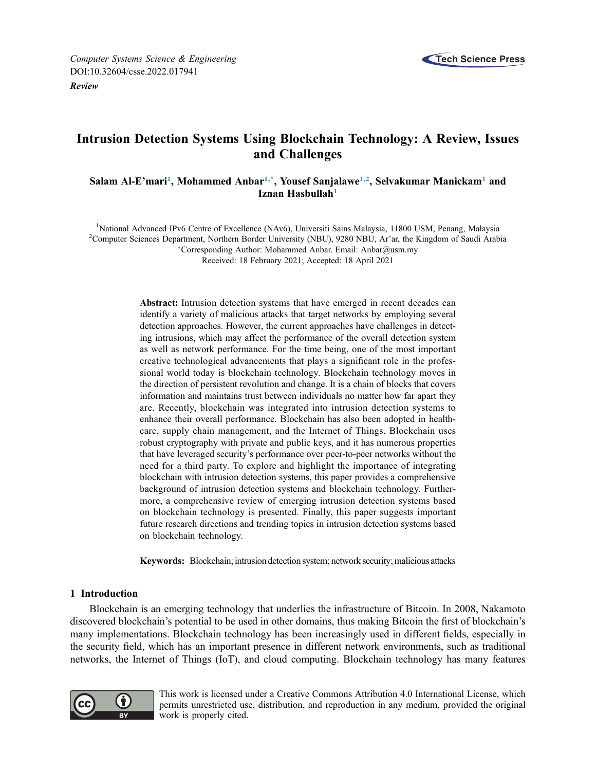*Computer Systems Science & Engineering*
DOI:10.32604/csse.2022.017941
***Review***

# Intrusion Detection Systems Using Blockchain Technology: A Review, Issues and Challenges

**Salam Al-E'mari[1], Mohammed Anbar[1,*], Yousef Sanjalawe[1,2], Selvakumar Manickam[1] and Iznan Hasbullah[1]**

[1]National Advanced IPv6 Centre of Excellence (NAv6), Universiti Sains Malaysia, 11800 USM, Penang, Malaysia
[2]Computer Sciences Department, Northern Border University (NBU), 9280 NBU, Ar'ar, the Kingdom of Saudi Arabia
[*]Corresponding Author: Mohammed Anbar. Email: Anbar@usm.my
Received: 18 February 2021; Accepted: 18 April 2021

**Abstract:** Intrusion detection systems that have emerged in recent decades can identify a variety of malicious attacks that target networks by employing several detection approaches. However, the current approaches have challenges in detecting intrusions, which may affect the performance of the overall detection system as well as network performance. For the time being, one of the most important creative technological advancements that plays a significant role in the professional world today is blockchain technology. Blockchain technology moves in the direction of persistent revolution and change. It is a chain of blocks that covers information and maintains trust between individuals no matter how far apart they are. Recently, blockchain was integrated into intrusion detection systems to enhance their overall performance. Blockchain has also been adopted in healthcare, supply chain management, and the Internet of Things. Blockchain uses robust cryptography with private and public keys, and it has numerous properties that have leveraged security's performance over peer-to-peer networks without the need for a third party. To explore and highlight the importance of integrating blockchain with intrusion detection systems, this paper provides a comprehensive background of intrusion detection systems and blockchain technology. Furthermore, a comprehensive review of emerging intrusion detection systems based on blockchain technology is presented. Finally, this paper suggests important future research directions and trending topics in intrusion detection systems based on blockchain technology.

**Keywords:** Blockchain; intrusion detection system; network security; malicious attacks

## 1 Introduction

Blockchain is an emerging technology that underlies the infrastructure of Bitcoin. In 2008, Nakamoto discovered blockchain's potential to be used in other domains, thus making Bitcoin the first of blockchain's many implementations. Blockchain technology has been increasingly used in different fields, especially in the security field, which has an important presence in different network environments, such as traditional networks, the Internet of Things (IoT), and cloud computing. Blockchain technology has many features

This work is licensed under a Creative Commons Attribution 4.0 International License, which permits unrestricted use, distribution, and reproduction in any medium, provided the original work is properly cited.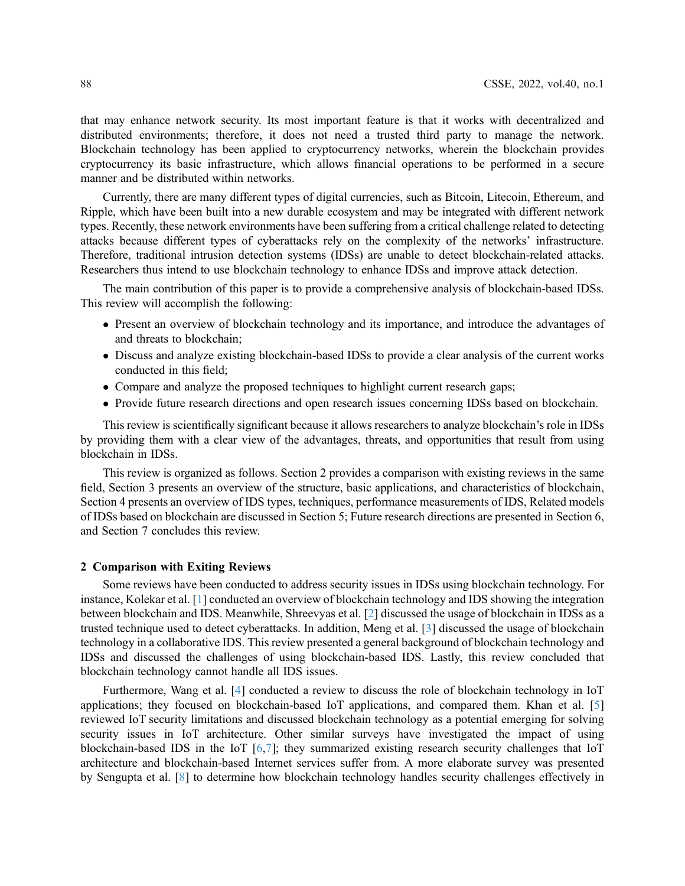that may enhance network security. Its most important feature is that it works with decentralized and distributed environments; therefore, it does not need a trusted third party to manage the network. Blockchain technology has been applied to cryptocurrency networks, wherein the blockchain provides cryptocurrency its basic infrastructure, which allows financial operations to be performed in a secure manner and be distributed within networks.

Currently, there are many different types of digital currencies, such as Bitcoin, Litecoin, Ethereum, and Ripple, which have been built into a new durable ecosystem and may be integrated with different network types. Recently, these network environments have been suffering from a critical challenge related to detecting attacks because different types of cyberattacks rely on the complexity of the networks' infrastructure. Therefore, traditional intrusion detection systems (IDSs) are unable to detect blockchain-related attacks. Researchers thus intend to use blockchain technology to enhance IDSs and improve attack detection.

The main contribution of this paper is to provide a comprehensive analysis of blockchain-based IDSs. This review will accomplish the following:

- Present an overview of blockchain technology and its importance, and introduce the advantages of and threats to blockchain;
- Discuss and analyze existing blockchain-based IDSs to provide a clear analysis of the current works conducted in this field;
- Compare and analyze the proposed techniques to highlight current research gaps;
- Provide future research directions and open research issues concerning IDSs based on blockchain.

This review is scientifically significant because it allows researchers to analyze blockchain's role in IDSs by providing them with a clear view of the advantages, threats, and opportunities that result from using blockchain in IDSs.

This review is organized as follows. Section 2 provides a comparison with existing reviews in the same field, Section 3 presents an overview of the structure, basic applications, and characteristics of blockchain, Section 4 presents an overview of IDS types, techniques, performance measurements of IDS, Related models of IDSs based on blockchain are discussed in Section 5; Future research directions are presented in Section 6, and Section 7 concludes this review.

## 2 Comparison with Exiting Reviews

Some reviews have been conducted to address security issues in IDSs using blockchain technology. For instance, Kolekar et al. [1] conducted an overview of blockchain technology and IDS showing the integration between blockchain and IDS. Meanwhile, Shreevyas et al. [2] discussed the usage of blockchain in IDSs as a trusted technique used to detect cyberattacks. In addition, Meng et al. [3] discussed the usage of blockchain technology in a collaborative IDS. This review presented a general background of blockchain technology and IDSs and discussed the challenges of using blockchain-based IDS. Lastly, this review concluded that blockchain technology cannot handle all IDS issues.

Furthermore, Wang et al. [4] conducted a review to discuss the role of blockchain technology in IoT applications; they focused on blockchain-based IoT applications, and compared them. Khan et al. [5] reviewed IoT security limitations and discussed blockchain technology as a potential emerging for solving security issues in IoT architecture. Other similar surveys have investigated the impact of using blockchain-based IDS in the IoT [6,7]; they summarized existing research security challenges that IoT architecture and blockchain-based Internet services suffer from. A more elaborate survey was presented by Sengupta et al. [8] to determine how blockchain technology handles security challenges effectively in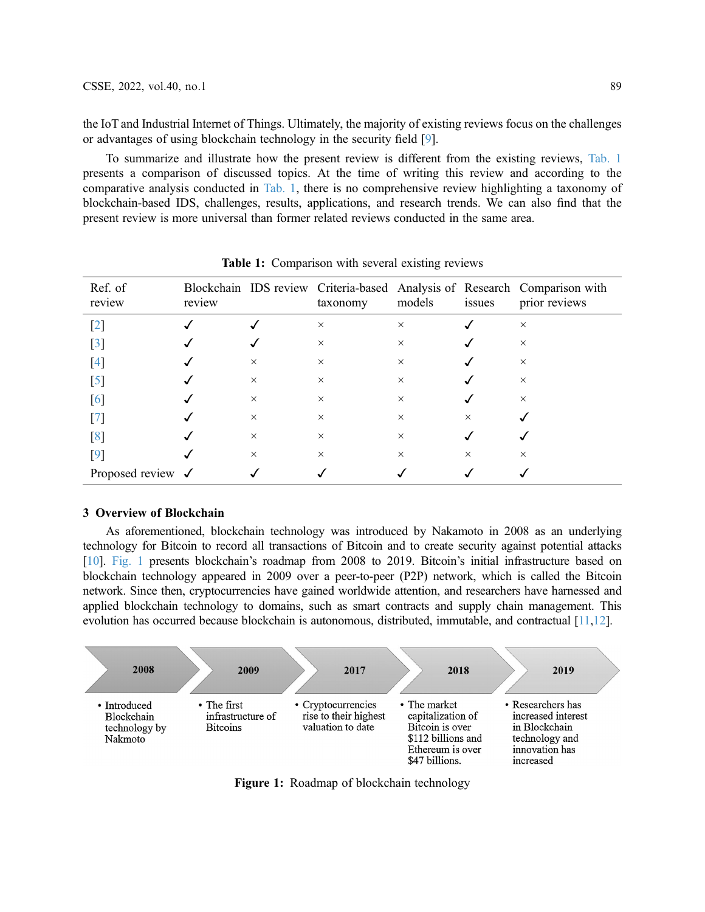the IoT and Industrial Internet of Things. Ultimately, the majority of existing reviews focus on the challenges or advantages of using blockchain technology in the security field [9].

To summarize and illustrate how the present review is different from the existing reviews, Tab. 1 presents a comparison of discussed topics. At the time of writing this review and according to the comparative analysis conducted in Tab. 1, there is no comprehensive review highlighting a taxonomy of blockchain-based IDS, challenges, results, applications, and research trends. We can also find that the present review is more universal than former related reviews conducted in the same area.

**Table 1:** Comparison with several existing reviews

| Ref. of review | Blockchain review | IDS review | Criteria-based taxonomy | Analysis of models | Research issues | Comparison with prior reviews |
|---|---|---|---|---|---|---|
| [2] | ✓ | ✓ | × | × | ✓ | × |
| [3] | ✓ | ✓ | × | × | ✓ | × |
| [4] | ✓ | × | × | × | ✓ | × |
| [5] | ✓ | × | × | × | ✓ | × |
| [6] | ✓ | × | × | × | ✓ | × |
| [7] | ✓ | × | × | × | × | ✓ |
| [8] | ✓ | × | × | × | ✓ | ✓ |
| [9] | ✓ | × | × | × | × | × |
| Proposed review | ✓ | ✓ | ✓ | ✓ | ✓ | ✓ |

## 3 Overview of Blockchain

As aforementioned, blockchain technology was introduced by Nakamoto in 2008 as an underlying technology for Bitcoin to record all transactions of Bitcoin and to create security against potential attacks [10]. Fig. 1 presents blockchain's roadmap from 2008 to 2019. Bitcoin's initial infrastructure based on blockchain technology appeared in 2009 over a peer-to-peer (P2P) network, which is called the Bitcoin network. Since then, cryptocurrencies have gained worldwide attention, and researchers have harnessed and applied blockchain technology to domains, such as smart contracts and supply chain management. This evolution has occurred because blockchain is autonomous, distributed, immutable, and contractual [11,12].

**2008**
- Introduced Blockchain technology by Nakmoto

**2009**
- The first infrastructure of Bitcoins

**2017**
- Cryptocurrencies rise to their highest valuation to date

**2018**
- The market capitalization of Bitcoin is over $112 billions and Ethereum is over $47 billions.

**2019**
- Researchers has increased interest in Blockchain technology and innovation has increased

**Figure 1:** Roadmap of blockchain technology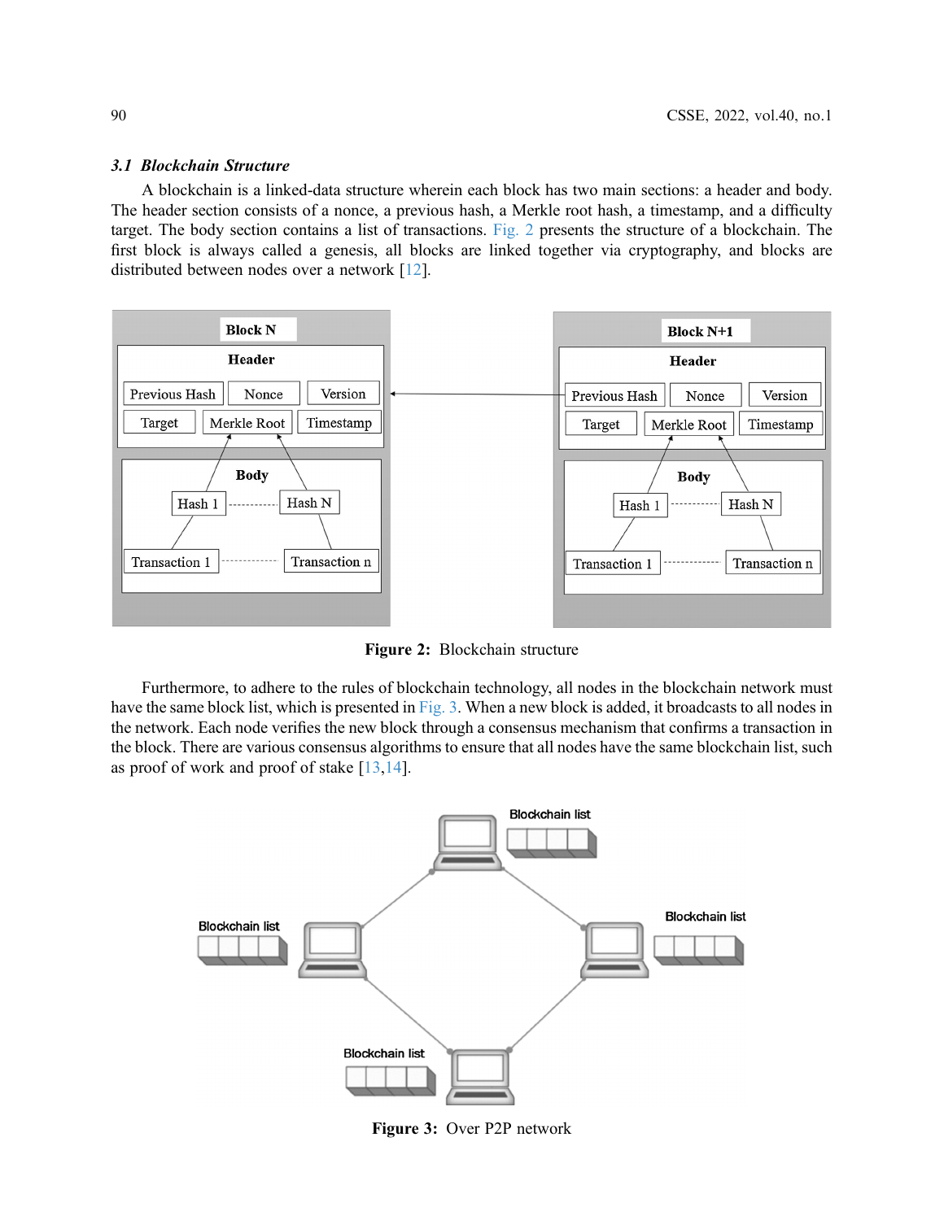### *3.1 Blockchain Structure*

A blockchain is a linked-data structure wherein each block has two main sections: a header and body. The header section consists of a nonce, a previous hash, a Merkle root hash, a timestamp, and a difficulty target. The body section contains a list of transactions. Fig. 2 presents the structure of a blockchain. The first block is always called a genesis, all blocks are linked together via cryptography, and blocks are distributed between nodes over a network [12].

**Figure 2:** Blockchain structure

Furthermore, to adhere to the rules of blockchain technology, all nodes in the blockchain network must have the same block list, which is presented in Fig. 3. When a new block is added, it broadcasts to all nodes in the network. Each node verifies the new block through a consensus mechanism that confirms a transaction in the block. There are various consensus algorithms to ensure that all nodes have the same blockchain list, such as proof of work and proof of stake [13,14].

**Figure 3:** Over P2P network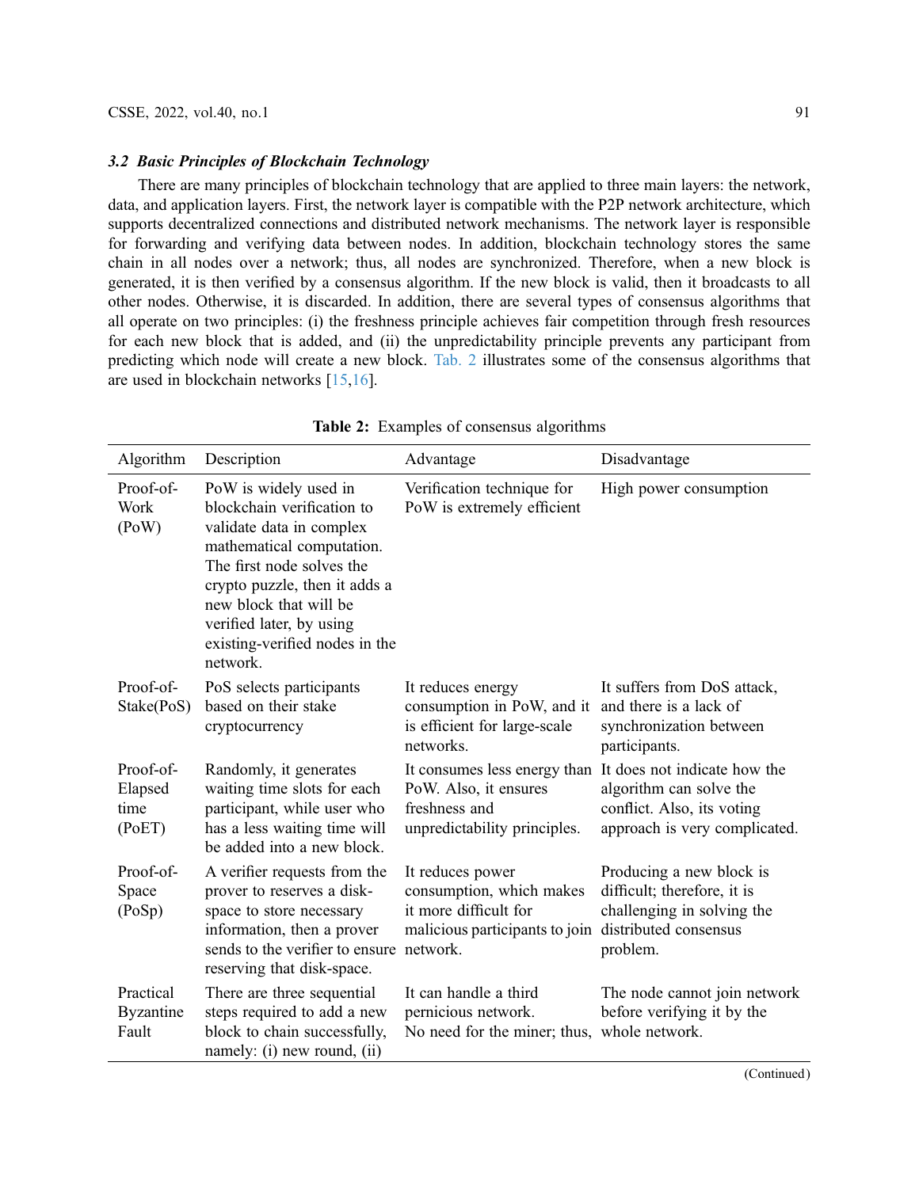### *3.2 Basic Principles of Blockchain Technology*

There are many principles of blockchain technology that are applied to three main layers: the network, data, and application layers. First, the network layer is compatible with the P2P network architecture, which supports decentralized connections and distributed network mechanisms. The network layer is responsible for forwarding and verifying data between nodes. In addition, blockchain technology stores the same chain in all nodes over a network; thus, all nodes are synchronized. Therefore, when a new block is generated, it is then verified by a consensus algorithm. If the new block is valid, then it broadcasts to all other nodes. Otherwise, it is discarded. In addition, there are several types of consensus algorithms that all operate on two principles: (i) the freshness principle achieves fair competition through fresh resources for each new block that is added, and (ii) the unpredictability principle prevents any participant from predicting which node will create a new block. Tab. 2 illustrates some of the consensus algorithms that are used in blockchain networks [15,16].

**Table 2:** Examples of consensus algorithms

| Algorithm | Description | Advantage | Disadvantage |
|---|---|---|---|
| Proof-of-Work (PoW) | PoW is widely used in blockchain verification to validate data in complex mathematical computation. The first node solves the crypto puzzle, then it adds a new block that will be verified later, by using existing-verified nodes in the network. | Verification technique for PoW is extremely efficient | High power consumption |
| Proof-of-Stake(PoS) | PoS selects participants based on their stake cryptocurrency | It reduces energy consumption in PoW, and it is efficient for large-scale networks. | It suffers from DoS attack, and there is a lack of synchronization between participants. |
| Proof-of-Elapsed time (PoET) | Randomly, it generates waiting time slots for each participant, while user who has a less waiting time will be added into a new block. | It consumes less energy than PoW. Also, it ensures freshness and unpredictability principles. | It does not indicate how the algorithm can solve the conflict. Also, its voting approach is very complicated. |
| Proof-of-Space (PoSp) | A verifier requests from the prover to reserves a disk-space to store necessary information, then a prover sends to the verifier to ensure reserving that disk-space. | It reduces power consumption, which makes it more difficult for malicious participants to join network. | Producing a new block is difficult; therefore, it is challenging in solving the distributed consensus problem. |
| Practical Byzantine Fault | There are three sequential steps required to add a new block to chain successfully, namely: (i) new round, (ii) | It can handle a third pernicious network. No need for the miner; thus, | The node cannot join network before verifying it by the whole network. |

(Continued)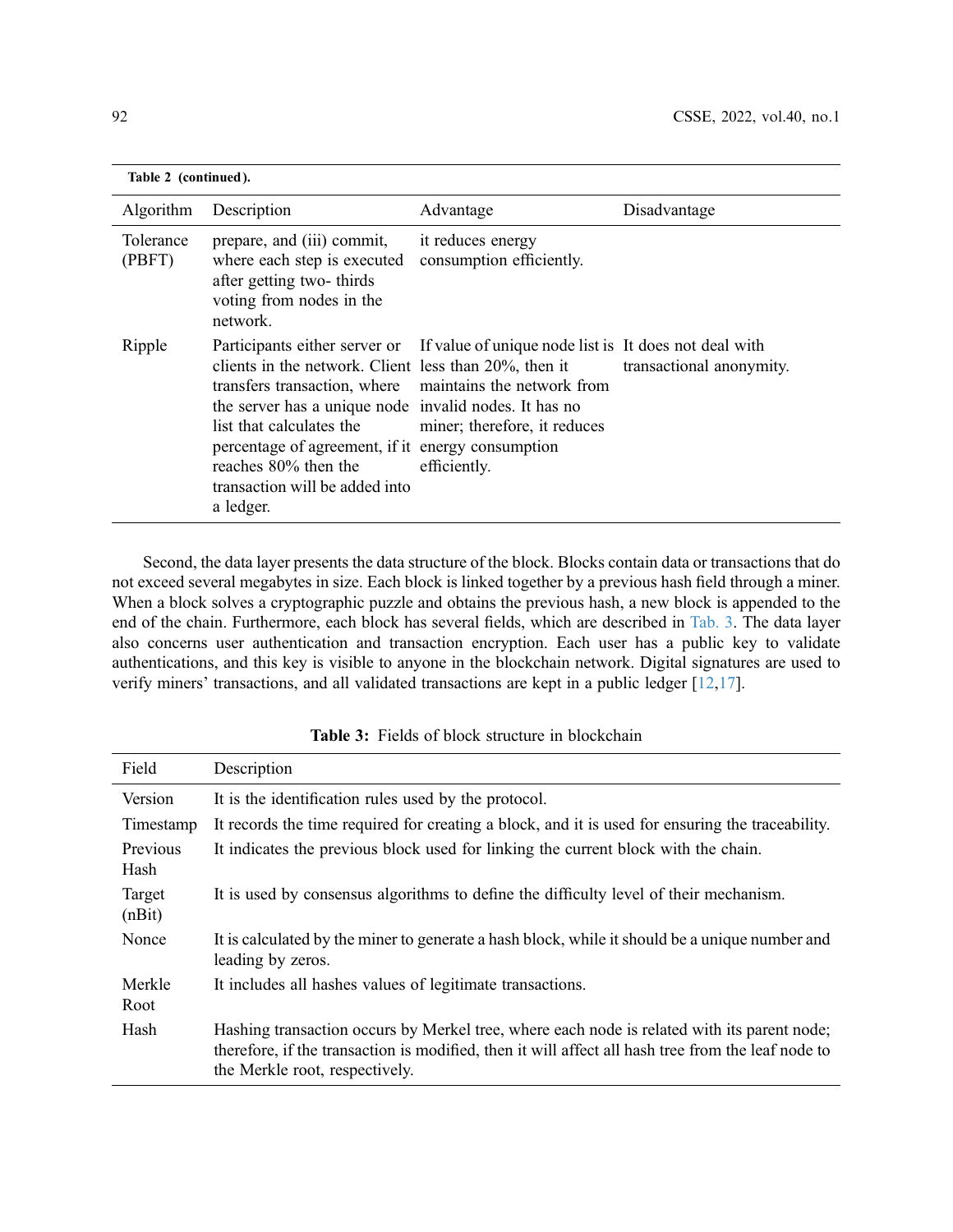**Table 2 (continued).**

| Algorithm | Description | Advantage | Disadvantage |
|---|---|---|---|
| Tolerance (PBFT) | prepare, and (iii) commit, where each step is executed after getting two- thirds voting from nodes in the network. | it reduces energy consumption efficiently. | |
| Ripple | Participants either server or clients in the network. Client transfers transaction, where the server has a unique node list that calculates the percentage of agreement, if it reaches 80% then the transaction will be added into a ledger. | If value of unique node list is less than 20%, then it maintains the network from invalid nodes. It has no miner; therefore, it reduces energy consumption efficiently. | It does not deal with transactional anonymity. |

Second, the data layer presents the data structure of the block. Blocks contain data or transactions that do not exceed several megabytes in size. Each block is linked together by a previous hash field through a miner. When a block solves a cryptographic puzzle and obtains the previous hash, a new block is appended to the end of the chain. Furthermore, each block has several fields, which are described in Tab. 3. The data layer also concerns user authentication and transaction encryption. Each user has a public key to validate authentications, and this key is visible to anyone in the blockchain network. Digital signatures are used to verify miners' transactions, and all validated transactions are kept in a public ledger [12,17].

**Table 3:** Fields of block structure in blockchain

| Field | Description |
|---|---|
| Version | It is the identification rules used by the protocol. |
| Timestamp | It records the time required for creating a block, and it is used for ensuring the traceability. |
| Previous Hash | It indicates the previous block used for linking the current block with the chain. |
| Target (nBit) | It is used by consensus algorithms to define the difficulty level of their mechanism. |
| Nonce | It is calculated by the miner to generate a hash block, while it should be a unique number and leading by zeros. |
| Merkle Root | It includes all hashes values of legitimate transactions. |
| Hash | Hashing transaction occurs by Merkel tree, where each node is related with its parent node; therefore, if the transaction is modified, then it will affect all hash tree from the leaf node to the Merkle root, respectively. |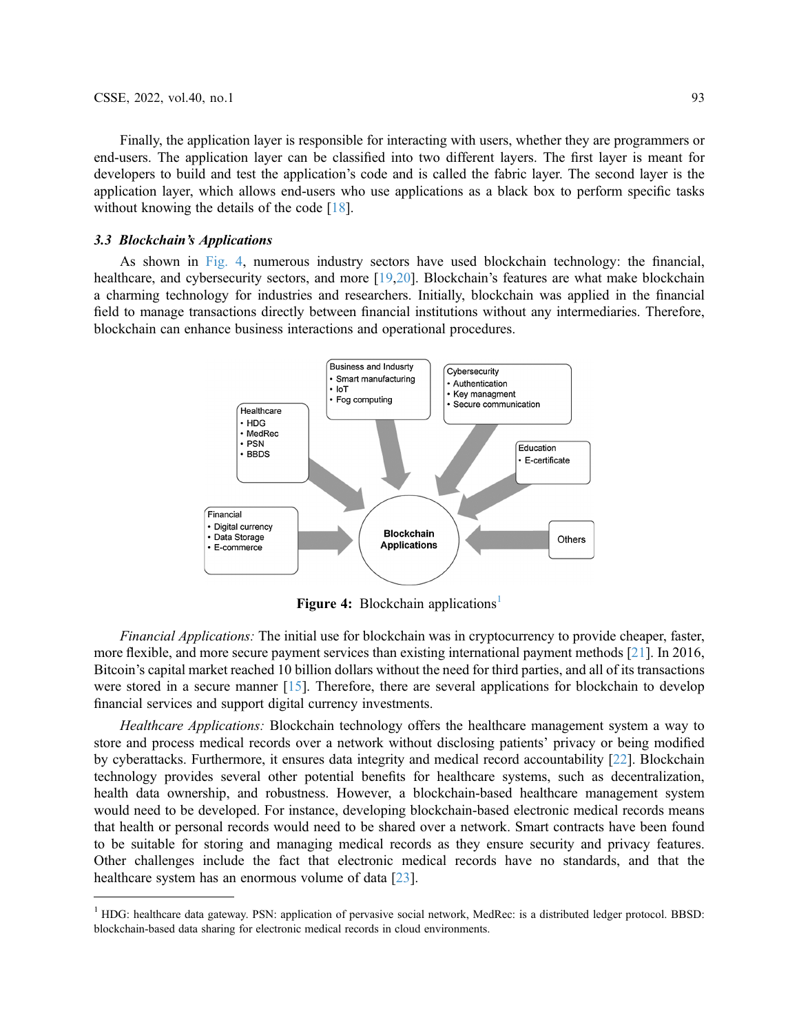Finally, the application layer is responsible for interacting with users, whether they are programmers or end-users. The application layer can be classified into two different layers. The first layer is meant for developers to build and test the application's code and is called the fabric layer. The second layer is the application layer, which allows end-users who use applications as a black box to perform specific tasks without knowing the details of the code [18].

### 3.3 Blockchain's Applications

As shown in Fig. 4, numerous industry sectors have used blockchain technology: the financial, healthcare, and cybersecurity sectors, and more [19,20]. Blockchain's features are what make blockchain a charming technology for industries and researchers. Initially, blockchain was applied in the financial field to manage transactions directly between financial institutions without any intermediaries. Therefore, blockchain can enhance business interactions and operational procedures.

**Figure 4:** Blockchain applications[1]

*Financial Applications:* The initial use for blockchain was in cryptocurrency to provide cheaper, faster, more flexible, and more secure payment services than existing international payment methods [21]. In 2016, Bitcoin's capital market reached 10 billion dollars without the need for third parties, and all of its transactions were stored in a secure manner [15]. Therefore, there are several applications for blockchain to develop financial services and support digital currency investments.

*Healthcare Applications:* Blockchain technology offers the healthcare management system a way to store and process medical records over a network without disclosing patients' privacy or being modified by cyberattacks. Furthermore, it ensures data integrity and medical record accountability [22]. Blockchain technology provides several other potential benefits for healthcare systems, such as decentralization, health data ownership, and robustness. However, a blockchain-based healthcare management system would need to be developed. For instance, developing blockchain-based electronic medical records means that health or personal records would need to be shared over a network. Smart contracts have been found to be suitable for storing and managing medical records as they ensure security and privacy features. Other challenges include the fact that electronic medical records have no standards, and that the healthcare system has an enormous volume of data [23].

[1] HDG: healthcare data gateway. PSN: application of pervasive social network, MedRec: is a distributed ledger protocol. BBSD: blockchain-based data sharing for electronic medical records in cloud environments.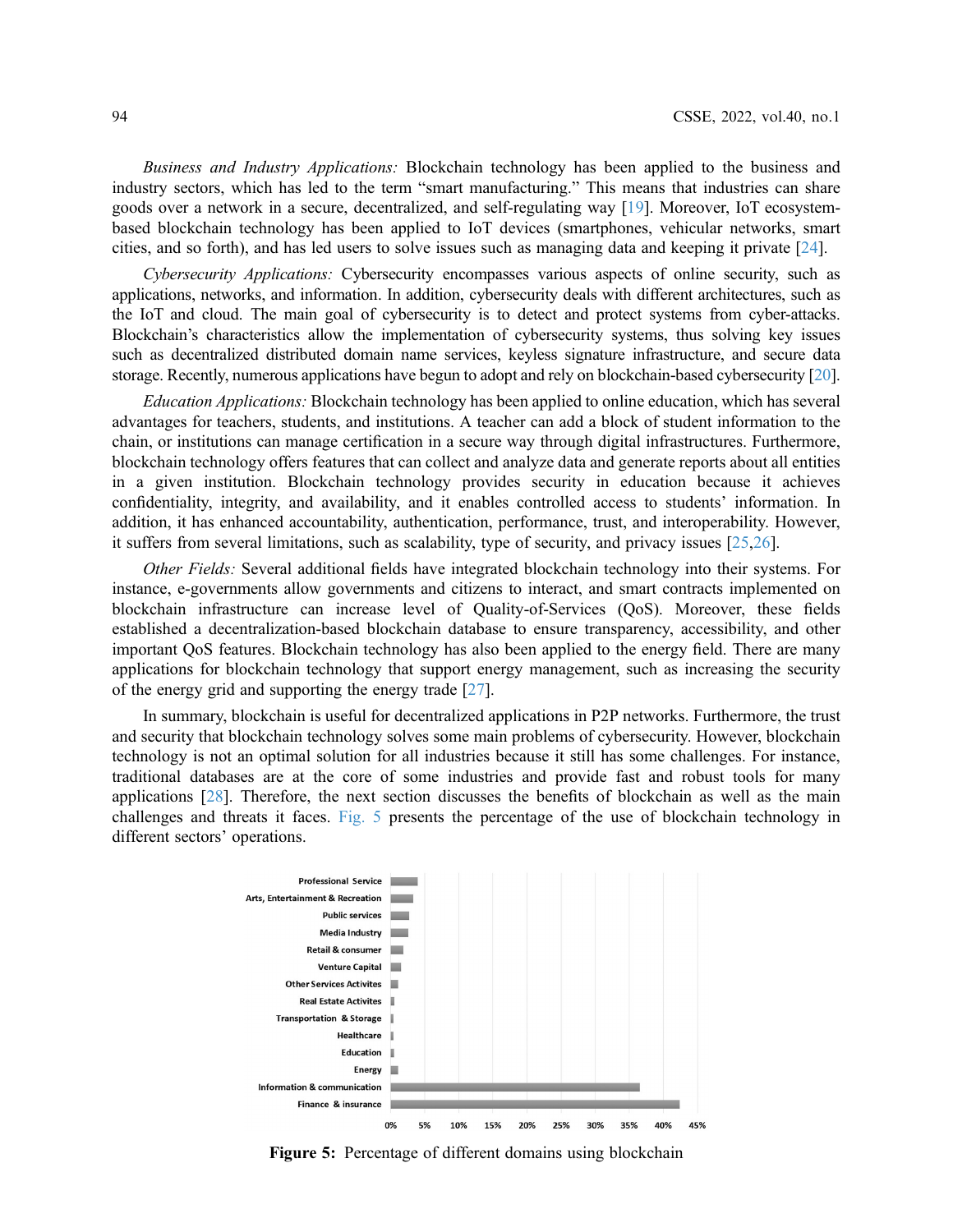*Business and Industry Applications:* Blockchain technology has been applied to the business and industry sectors, which has led to the term "smart manufacturing." This means that industries can share goods over a network in a secure, decentralized, and self-regulating way [19]. Moreover, IoT ecosystem-based blockchain technology has been applied to IoT devices (smartphones, vehicular networks, smart cities, and so forth), and has led users to solve issues such as managing data and keeping it private [24].

*Cybersecurity Applications:* Cybersecurity encompasses various aspects of online security, such as applications, networks, and information. In addition, cybersecurity deals with different architectures, such as the IoT and cloud. The main goal of cybersecurity is to detect and protect systems from cyber-attacks. Blockchain's characteristics allow the implementation of cybersecurity systems, thus solving key issues such as decentralized distributed domain name services, keyless signature infrastructure, and secure data storage. Recently, numerous applications have begun to adopt and rely on blockchain-based cybersecurity [20].

*Education Applications:* Blockchain technology has been applied to online education, which has several advantages for teachers, students, and institutions. A teacher can add a block of student information to the chain, or institutions can manage certification in a secure way through digital infrastructures. Furthermore, blockchain technology offers features that can collect and analyze data and generate reports about all entities in a given institution. Blockchain technology provides security in education because it achieves confidentiality, integrity, and availability, and it enables controlled access to students' information. In addition, it has enhanced accountability, authentication, performance, trust, and interoperability. However, it suffers from several limitations, such as scalability, type of security, and privacy issues [25,26].

*Other Fields:* Several additional fields have integrated blockchain technology into their systems. For instance, e-governments allow governments and citizens to interact, and smart contracts implemented on blockchain infrastructure can increase level of Quality-of-Services (QoS). Moreover, these fields established a decentralization-based blockchain database to ensure transparency, accessibility, and other important QoS features. Blockchain technology has also been applied to the energy field. There are many applications for blockchain technology that support energy management, such as increasing the security of the energy grid and supporting the energy trade [27].

In summary, blockchain is useful for decentralized applications in P2P networks. Furthermore, the trust and security that blockchain technology solves some main problems of cybersecurity. However, blockchain technology is not an optimal solution for all industries because it still has some challenges. For instance, traditional databases are at the core of some industries and provide fast and robust tools for many applications [28]. Therefore, the next section discusses the benefits of blockchain as well as the main challenges and threats it faces. Fig. 5 presents the percentage of the use of blockchain technology in different sectors' operations.

**Figure 5:** Percentage of different domains using blockchain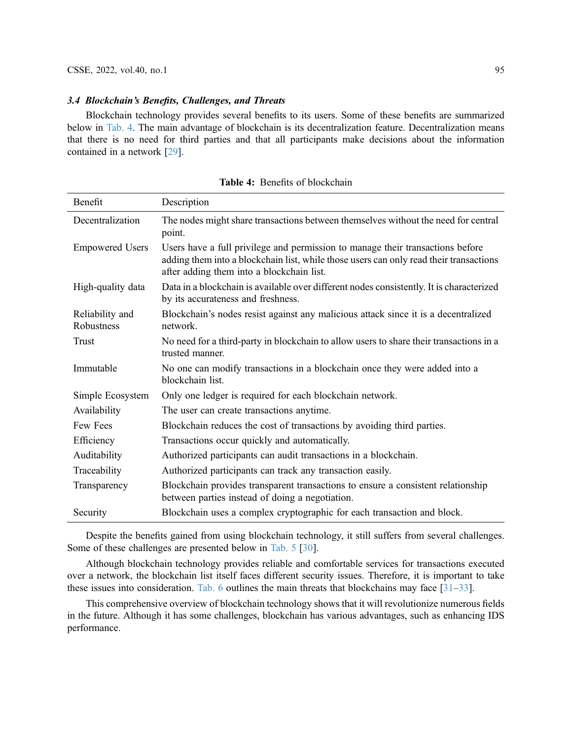### *3.4 Blockchain's Benefits, Challenges, and Threats*

Blockchain technology provides several benefits to its users. Some of these benefits are summarized below in Tab. 4. The main advantage of blockchain is its decentralization feature. Decentralization means that there is no need for third parties and that all participants make decisions about the information contained in a network [29].

**Table 4:** Benefits of blockchain

| Benefit | Description |
| --- | --- |
| Decentralization | The nodes might share transactions between themselves without the need for central point. |
| Empowered Users | Users have a full privilege and permission to manage their transactions before adding them into a blockchain list, while those users can only read their transactions after adding them into a blockchain list. |
| High-quality data | Data in a blockchain is available over different nodes consistently. It is characterized by its accurateness and freshness. |
| Reliability and Robustness | Blockchain's nodes resist against any malicious attack since it is a decentralized network. |
| Trust | No need for a third-party in blockchain to allow users to share their transactions in a trusted manner. |
| Immutable | No one can modify transactions in a blockchain once they were added into a blockchain list. |
| Simple Ecosystem | Only one ledger is required for each blockchain network. |
| Availability | The user can create transactions anytime. |
| Few Fees | Blockchain reduces the cost of transactions by avoiding third parties. |
| Efficiency | Transactions occur quickly and automatically. |
| Auditability | Authorized participants can audit transactions in a blockchain. |
| Traceability | Authorized participants can track any transaction easily. |
| Transparency | Blockchain provides transparent transactions to ensure a consistent relationship between parties instead of doing a negotiation. |
| Security | Blockchain uses a complex cryptographic for each transaction and block. |

Despite the benefits gained from using blockchain technology, it still suffers from several challenges. Some of these challenges are presented below in Tab. 5 [30].

Although blockchain technology provides reliable and comfortable services for transactions executed over a network, the blockchain list itself faces different security issues. Therefore, it is important to take these issues into consideration. Tab. 6 outlines the main threats that blockchains may face [31–33].

This comprehensive overview of blockchain technology shows that it will revolutionize numerous fields in the future. Although it has some challenges, blockchain has various advantages, such as enhancing IDS performance.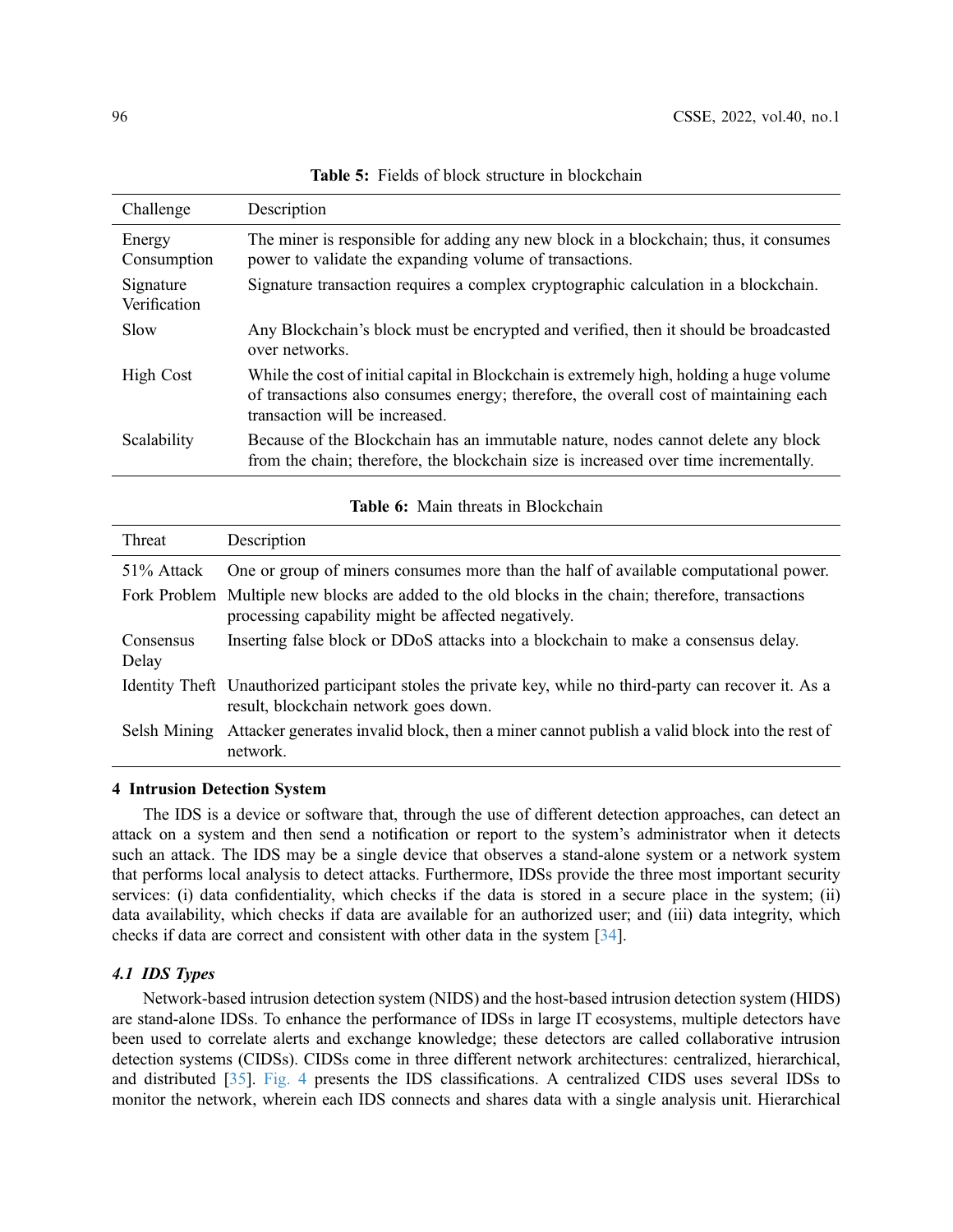**Table 5:** Fields of block structure in blockchain

| Challenge | Description |
|---|---|
| Energy Consumption | The miner is responsible for adding any new block in a blockchain; thus, it consumes power to validate the expanding volume of transactions. |
| Signature Verification | Signature transaction requires a complex cryptographic calculation in a blockchain. |
| Slow | Any Blockchain's block must be encrypted and verified, then it should be broadcasted over networks. |
| High Cost | While the cost of initial capital in Blockchain is extremely high, holding a huge volume of transactions also consumes energy; therefore, the overall cost of maintaining each transaction will be increased. |
| Scalability | Because of the Blockchain has an immutable nature, nodes cannot delete any block from the chain; therefore, the blockchain size is increased over time incrementally. |

**Table 6:** Main threats in Blockchain

| Threat | Description |
|---|---|
| 51% Attack | One or group of miners consumes more than the half of available computational power. |
| Fork Problem | Multiple new blocks are added to the old blocks in the chain; therefore, transactions processing capability might be affected negatively. |
| Consensus Delay | Inserting false block or DDoS attacks into a blockchain to make a consensus delay. |
| Identity Theft | Unauthorized participant stoles the private key, while no third-party can recover it. As a result, blockchain network goes down. |
| Selsh Mining | Attacker generates invalid block, then a miner cannot publish a valid block into the rest of network. |

## 4 Intrusion Detection System

The IDS is a device or software that, through the use of different detection approaches, can detect an attack on a system and then send a notification or report to the system's administrator when it detects such an attack. The IDS may be a single device that observes a stand-alone system or a network system that performs local analysis to detect attacks. Furthermore, IDSs provide the three most important security services: (i) data confidentiality, which checks if the data is stored in a secure place in the system; (ii) data availability, which checks if data are available for an authorized user; and (iii) data integrity, which checks if data are correct and consistent with other data in the system [34].

### *4.1 IDS Types*

Network-based intrusion detection system (NIDS) and the host-based intrusion detection system (HIDS) are stand-alone IDSs. To enhance the performance of IDSs in large IT ecosystems, multiple detectors have been used to correlate alerts and exchange knowledge; these detectors are called collaborative intrusion detection systems (CIDSs). CIDSs come in three different network architectures: centralized, hierarchical, and distributed [35]. Fig. 4 presents the IDS classifications. A centralized CIDS uses several IDSs to monitor the network, wherein each IDS connects and shares data with a single analysis unit. Hierarchical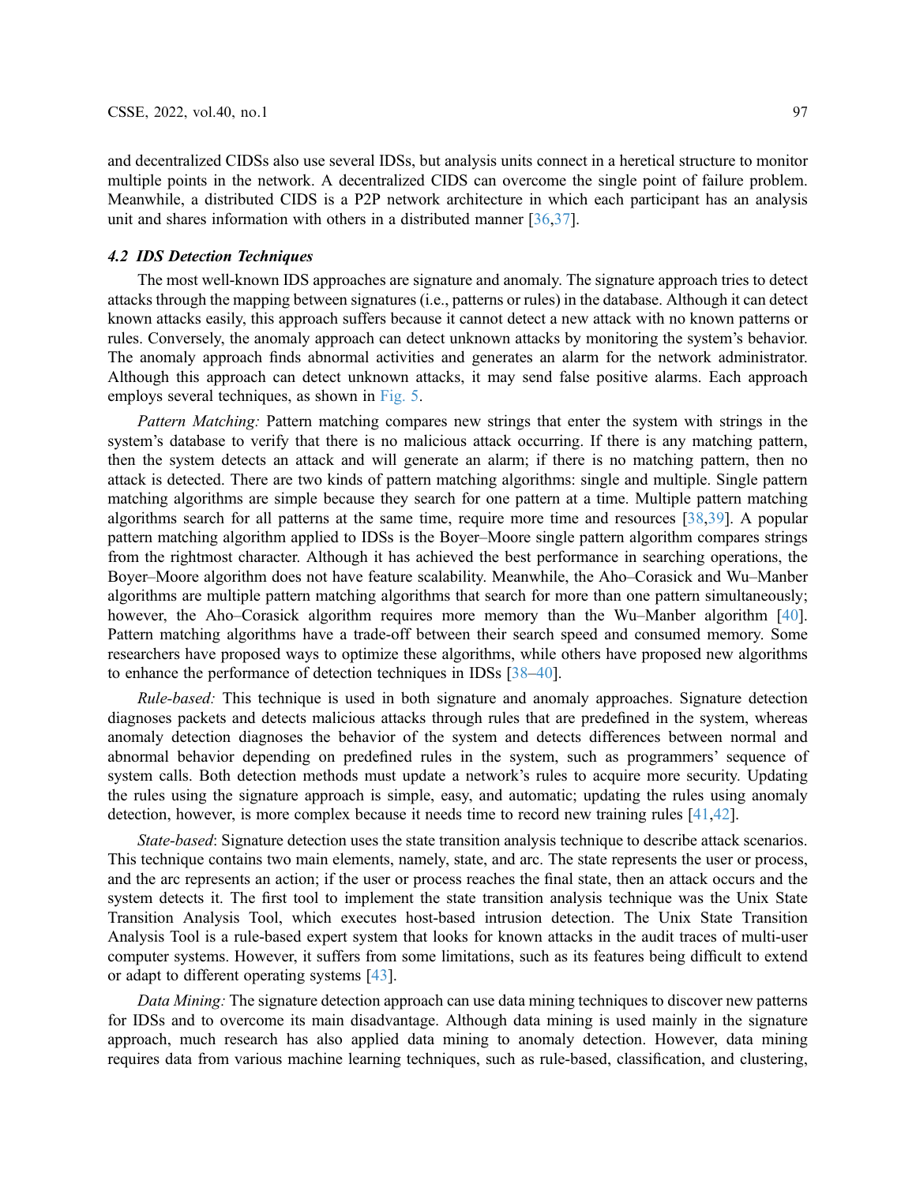and decentralized CIDSs also use several IDSs, but analysis units connect in a heretical structure to monitor multiple points in the network. A decentralized CIDS can overcome the single point of failure problem. Meanwhile, a distributed CIDS is a P2P network architecture in which each participant has an analysis unit and shares information with others in a distributed manner [36,37].

### 4.2 IDS Detection Techniques

The most well-known IDS approaches are signature and anomaly. The signature approach tries to detect attacks through the mapping between signatures (i.e., patterns or rules) in the database. Although it can detect known attacks easily, this approach suffers because it cannot detect a new attack with no known patterns or rules. Conversely, the anomaly approach can detect unknown attacks by monitoring the system's behavior. The anomaly approach finds abnormal activities and generates an alarm for the network administrator. Although this approach can detect unknown attacks, it may send false positive alarms. Each approach employs several techniques, as shown in Fig. 5.

*Pattern Matching:* Pattern matching compares new strings that enter the system with strings in the system's database to verify that there is no malicious attack occurring. If there is any matching pattern, then the system detects an attack and will generate an alarm; if there is no matching pattern, then no attack is detected. There are two kinds of pattern matching algorithms: single and multiple. Single pattern matching algorithms are simple because they search for one pattern at a time. Multiple pattern matching algorithms search for all patterns at the same time, require more time and resources [38,39]. A popular pattern matching algorithm applied to IDSs is the Boyer–Moore single pattern algorithm compares strings from the rightmost character. Although it has achieved the best performance in searching operations, the Boyer–Moore algorithm does not have feature scalability. Meanwhile, the Aho–Corasick and Wu–Manber algorithms are multiple pattern matching algorithms that search for more than one pattern simultaneously; however, the Aho–Corasick algorithm requires more memory than the Wu–Manber algorithm [40]. Pattern matching algorithms have a trade-off between their search speed and consumed memory. Some researchers have proposed ways to optimize these algorithms, while others have proposed new algorithms to enhance the performance of detection techniques in IDSs [38–40].

*Rule-based:* This technique is used in both signature and anomaly approaches. Signature detection diagnoses packets and detects malicious attacks through rules that are predefined in the system, whereas anomaly detection diagnoses the behavior of the system and detects differences between normal and abnormal behavior depending on predefined rules in the system, such as programmers' sequence of system calls. Both detection methods must update a network's rules to acquire more security. Updating the rules using the signature approach is simple, easy, and automatic; updating the rules using anomaly detection, however, is more complex because it needs time to record new training rules [41,42].

*State-based*: Signature detection uses the state transition analysis technique to describe attack scenarios. This technique contains two main elements, namely, state, and arc. The state represents the user or process, and the arc represents an action; if the user or process reaches the final state, then an attack occurs and the system detects it. The first tool to implement the state transition analysis technique was the Unix State Transition Analysis Tool, which executes host-based intrusion detection. The Unix State Transition Analysis Tool is a rule-based expert system that looks for known attacks in the audit traces of multi-user computer systems. However, it suffers from some limitations, such as its features being difficult to extend or adapt to different operating systems [43].

*Data Mining:* The signature detection approach can use data mining techniques to discover new patterns for IDSs and to overcome its main disadvantage. Although data mining is used mainly in the signature approach, much research has also applied data mining to anomaly detection. However, data mining requires data from various machine learning techniques, such as rule-based, classification, and clustering,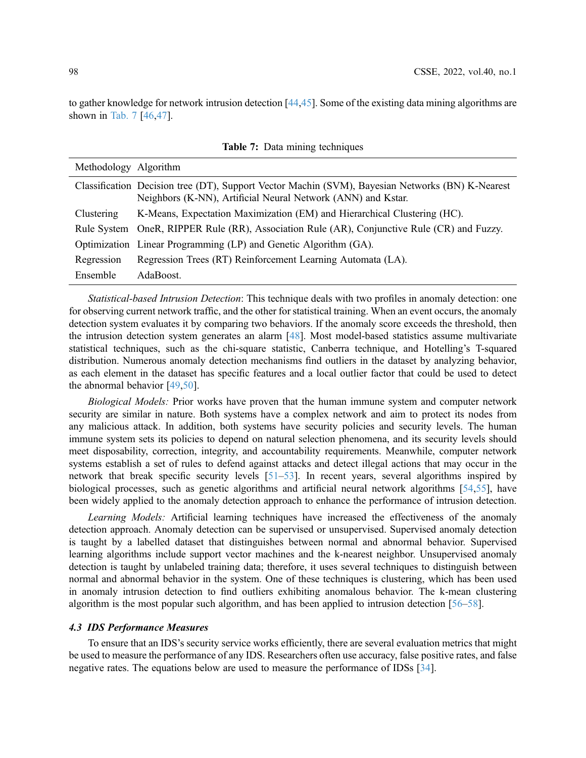to gather knowledge for network intrusion detection [44,45]. Some of the existing data mining algorithms are shown in Tab. 7 [46,47].

**Table 7:** Data mining techniques

| Methodology | Algorithm |
|---|---|
| Classification | Decision tree (DT), Support Vector Machin (SVM), Bayesian Networks (BN) K-Nearest Neighbors (K-NN), Artificial Neural Network (ANN) and Kstar. |
| Clustering | K-Means, Expectation Maximization (EM) and Hierarchical Clustering (HC). |
| Rule System | OneR, RIPPER Rule (RR), Association Rule (AR), Conjunctive Rule (CR) and Fuzzy. |
| Optimization | Linear Programming (LP) and Genetic Algorithm (GA). |
| Regression | Regression Trees (RT) Reinforcement Learning Automata (LA). |
| Ensemble | AdaBoost. |

*Statistical-based Intrusion Detection*: This technique deals with two profiles in anomaly detection: one for observing current network traffic, and the other for statistical training. When an event occurs, the anomaly detection system evaluates it by comparing two behaviors. If the anomaly score exceeds the threshold, then the intrusion detection system generates an alarm [48]. Most model-based statistics assume multivariate statistical techniques, such as the chi-square statistic, Canberra technique, and Hotelling's T-squared distribution. Numerous anomaly detection mechanisms find outliers in the dataset by analyzing behavior, as each element in the dataset has specific features and a local outlier factor that could be used to detect the abnormal behavior [49,50].

*Biological Models:* Prior works have proven that the human immune system and computer network security are similar in nature. Both systems have a complex network and aim to protect its nodes from any malicious attack. In addition, both systems have security policies and security levels. The human immune system sets its policies to depend on natural selection phenomena, and its security levels should meet disposability, correction, integrity, and accountability requirements. Meanwhile, computer network systems establish a set of rules to defend against attacks and detect illegal actions that may occur in the network that break specific security levels [51–53]. In recent years, several algorithms inspired by biological processes, such as genetic algorithms and artificial neural network algorithms [54,55], have been widely applied to the anomaly detection approach to enhance the performance of intrusion detection.

*Learning Models:* Artificial learning techniques have increased the effectiveness of the anomaly detection approach. Anomaly detection can be supervised or unsupervised. Supervised anomaly detection is taught by a labelled dataset that distinguishes between normal and abnormal behavior. Supervised learning algorithms include support vector machines and the k-nearest neighbor. Unsupervised anomaly detection is taught by unlabeled training data; therefore, it uses several techniques to distinguish between normal and abnormal behavior in the system. One of these techniques is clustering, which has been used in anomaly intrusion detection to find outliers exhibiting anomalous behavior. The k-mean clustering algorithm is the most popular such algorithm, and has been applied to intrusion detection [56–58].

### *4.3 IDS Performance Measures*

To ensure that an IDS's security service works efficiently, there are several evaluation metrics that might be used to measure the performance of any IDS. Researchers often use accuracy, false positive rates, and false negative rates. The equations below are used to measure the performance of IDSs [34].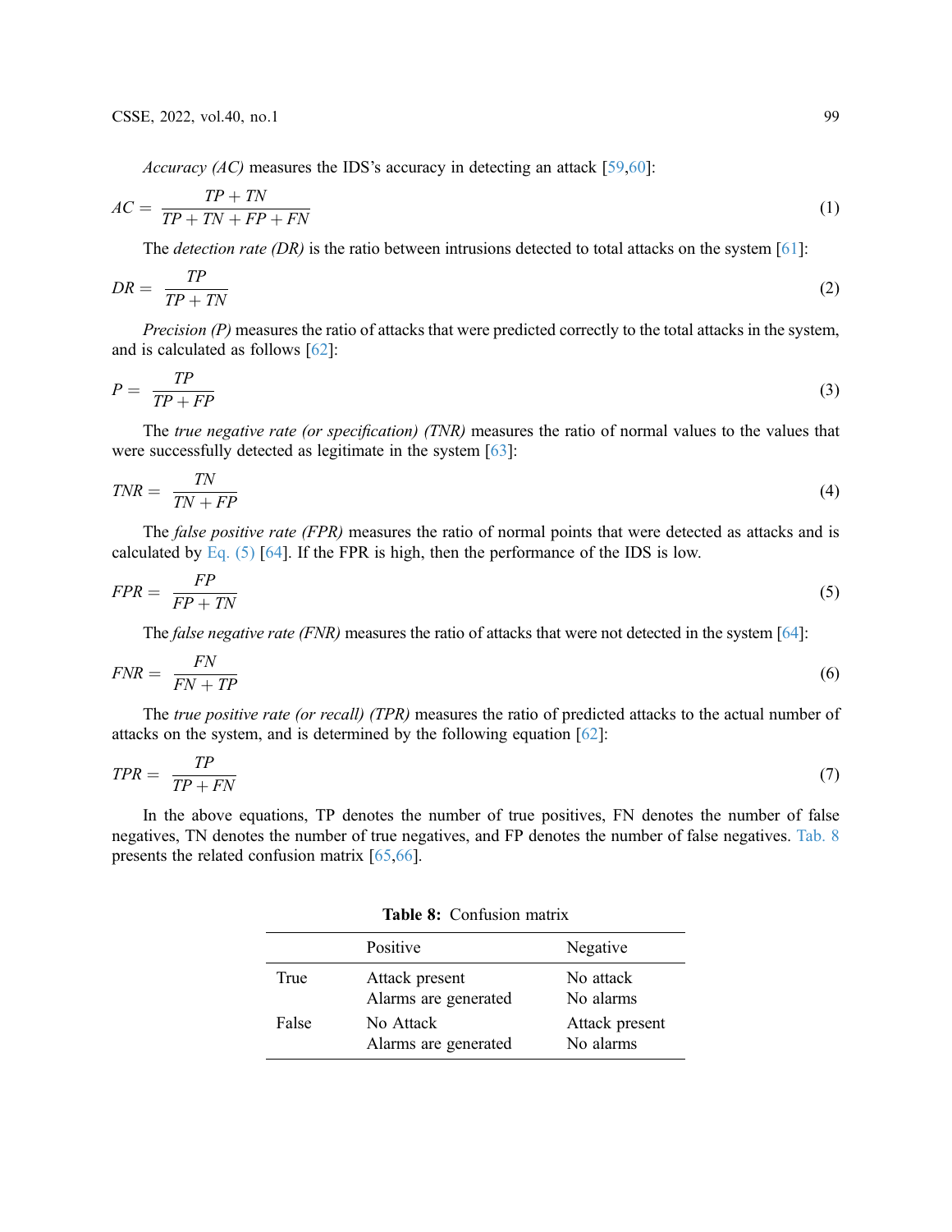*Accuracy (AC)* measures the IDS's accuracy in detecting an attack [59,60]:

$$AC = \frac{TP + TN}{TP + TN + FP + FN} \tag{1}$$

The *detection rate (DR)* is the ratio between intrusions detected to total attacks on the system [61]:

$$DR = \frac{TP}{TP + TN} \tag{2}$$

*Precision (P)* measures the ratio of attacks that were predicted correctly to the total attacks in the system, and is calculated as follows [62]:

$$P = \frac{TP}{TP + FP} \tag{3}$$

The *true negative rate (or specification) (TNR)* measures the ratio of normal values to the values that were successfully detected as legitimate in the system [63]:

$$TNR = \frac{TN}{TN + FP} \tag{4}$$

The *false positive rate (FPR)* measures the ratio of normal points that were detected as attacks and is calculated by Eq. (5) [64]. If the FPR is high, then the performance of the IDS is low.

$$FPR = \frac{FP}{FP + TN} \tag{5}$$

The *false negative rate (FNR)* measures the ratio of attacks that were not detected in the system [64]:

$$FNR = \frac{FN}{FN + TP} \tag{6}$$

The *true positive rate (or recall) (TPR)* measures the ratio of predicted attacks to the actual number of attacks on the system, and is determined by the following equation [62]:

$$TPR = \frac{TP}{TP + FN} \tag{7}$$

In the above equations, TP denotes the number of true positives, FN denotes the number of false negatives, TN denotes the number of true negatives, and FP denotes the number of false negatives. Tab. 8 presents the related confusion matrix [65,66].

**Table 8:** Confusion matrix

| | Positive | Negative |
|---|---|---|
| True | Attack present<br>Alarms are generated | No attack<br>No alarms |
| False | No Attack<br>Alarms are generated | Attack present<br>No alarms |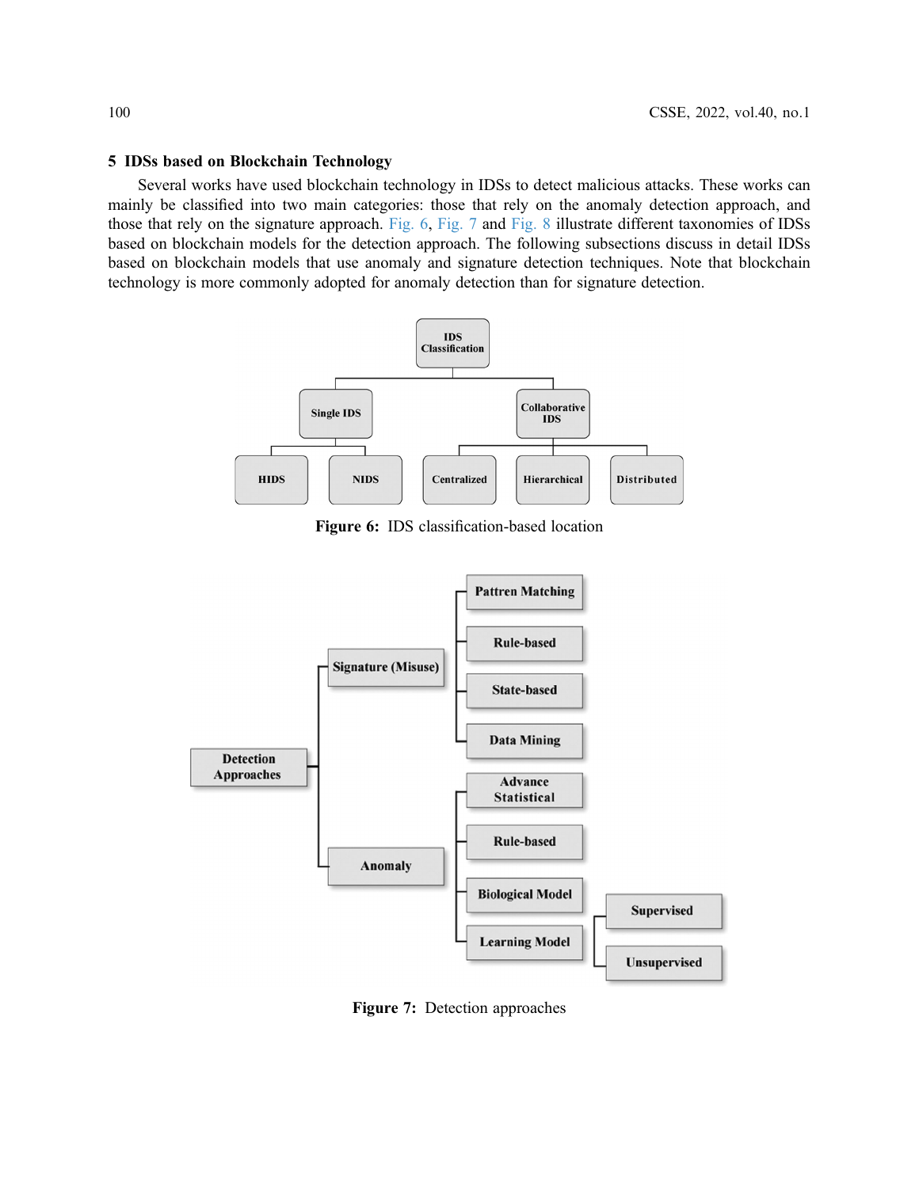## 5 IDSs based on Blockchain Technology

Several works have used blockchain technology in IDSs to detect malicious attacks. These works can mainly be classified into two main categories: those that rely on the anomaly detection approach, and those that rely on the signature approach. Fig. 6, Fig. 7 and Fig. 8 illustrate different taxonomies of IDSs based on blockchain models for the detection approach. The following subsections discuss in detail IDSs based on blockchain models that use anomaly and signature detection techniques. Note that blockchain technology is more commonly adopted for anomaly detection than for signature detection.

**Figure 6:** IDS classification-based location

**Figure 7:** Detection approaches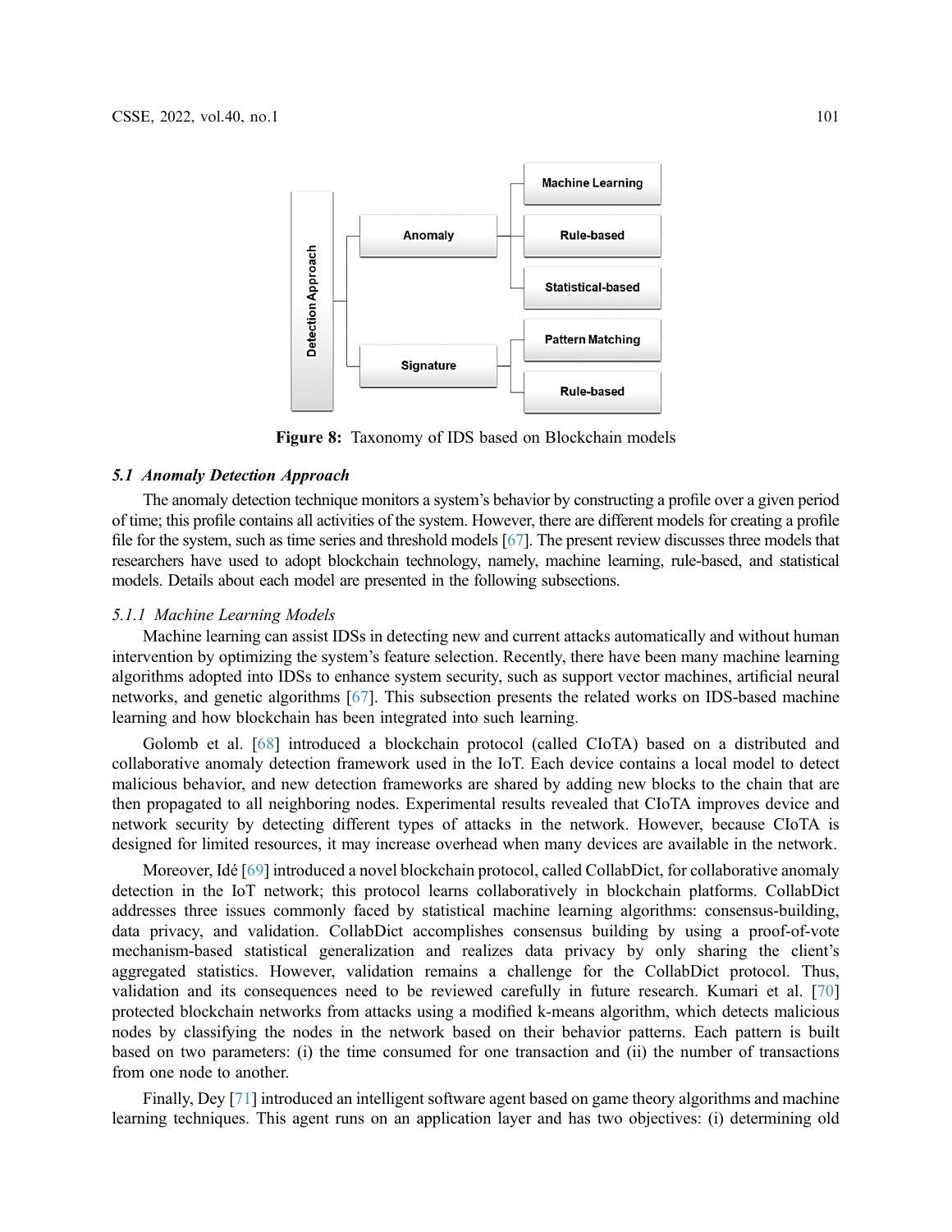Figure 8: Taxonomy of IDS based on Blockchain models

### 5.1 Anomaly Detection Approach

The anomaly detection technique monitors a system's behavior by constructing a profile over a given period of time; this profile contains all activities of the system. However, there are different models for creating a profile file for the system, such as time series and threshold models [67]. The present review discusses three models that researchers have used to adopt blockchain technology, namely, machine learning, rule-based, and statistical models. Details about each model are presented in the following subsections.

#### 5.1.1 Machine Learning Models

Machine learning can assist IDSs in detecting new and current attacks automatically and without human intervention by optimizing the system's feature selection. Recently, there have been many machine learning algorithms adopted into IDSs to enhance system security, such as support vector machines, artificial neural networks, and genetic algorithms [67]. This subsection presents the related works on IDS-based machine learning and how blockchain has been integrated into such learning.

Golomb et al. [68] introduced a blockchain protocol (called CIoTA) based on a distributed and collaborative anomaly detection framework used in the IoT. Each device contains a local model to detect malicious behavior, and new detection frameworks are shared by adding new blocks to the chain that are then propagated to all neighboring nodes. Experimental results revealed that CIoTA improves device and network security by detecting different types of attacks in the network. However, because CIoTA is designed for limited resources, it may increase overhead when many devices are available in the network.

Moreover, Idé [69] introduced a novel blockchain protocol, called CollabDict, for collaborative anomaly detection in the IoT network; this protocol learns collaboratively in blockchain platforms. CollabDict addresses three issues commonly faced by statistical machine learning algorithms: consensus-building, data privacy, and validation. CollabDict accomplishes consensus building by using a proof-of-vote mechanism-based statistical generalization and realizes data privacy by only sharing the client's aggregated statistics. However, validation remains a challenge for the CollabDict protocol. Thus, validation and its consequences need to be reviewed carefully in future research. Kumari et al. [70] protected blockchain networks from attacks using a modified k-means algorithm, which detects malicious nodes by classifying the nodes in the network based on their behavior patterns. Each pattern is built based on two parameters: (i) the time consumed for one transaction and (ii) the number of transactions from one node to another.

Finally, Dey [71] introduced an intelligent software agent based on game theory algorithms and machine learning techniques. This agent runs on an application layer and has two objectives: (i) determining old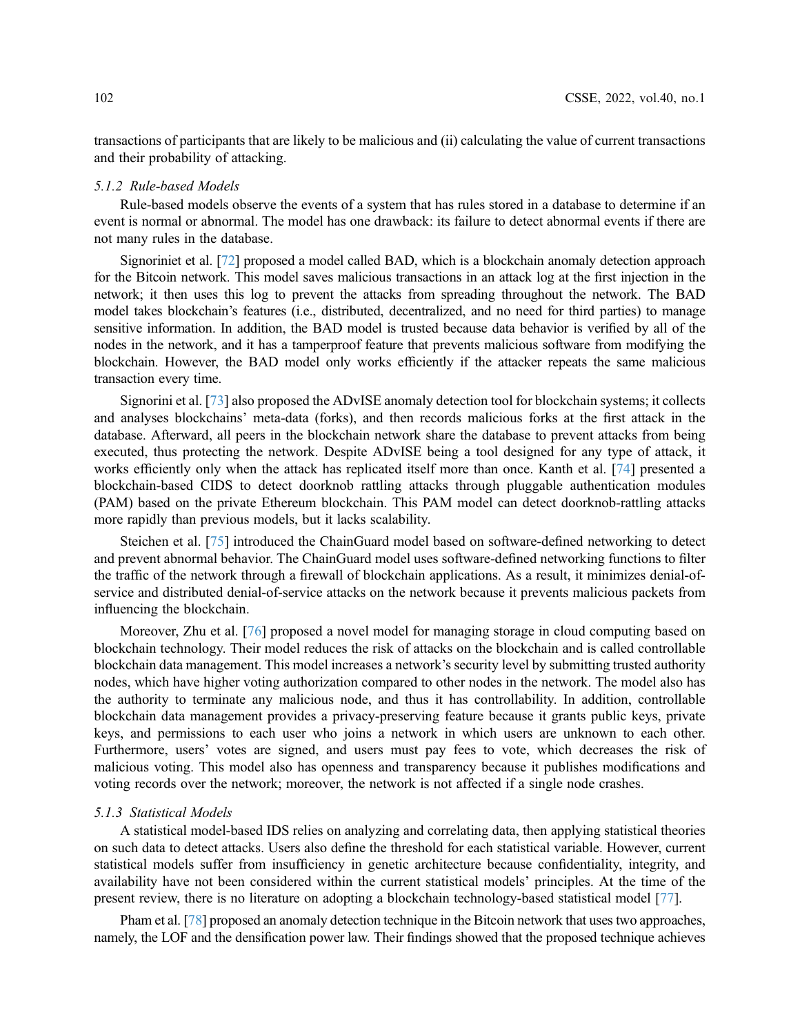transactions of participants that are likely to be malicious and (ii) calculating the value of current transactions and their probability of attacking.

#### *5.1.2 Rule-based Models*

Rule-based models observe the events of a system that has rules stored in a database to determine if an event is normal or abnormal. The model has one drawback: its failure to detect abnormal events if there are not many rules in the database.

Signoriniet et al. [72] proposed a model called BAD, which is a blockchain anomaly detection approach for the Bitcoin network. This model saves malicious transactions in an attack log at the first injection in the network; it then uses this log to prevent the attacks from spreading throughout the network. The BAD model takes blockchain's features (i.e., distributed, decentralized, and no need for third parties) to manage sensitive information. In addition, the BAD model is trusted because data behavior is verified by all of the nodes in the network, and it has a tamperproof feature that prevents malicious software from modifying the blockchain. However, the BAD model only works efficiently if the attacker repeats the same malicious transaction every time.

Signorini et al. [73] also proposed the ADvISE anomaly detection tool for blockchain systems; it collects and analyses blockchains' meta-data (forks), and then records malicious forks at the first attack in the database. Afterward, all peers in the blockchain network share the database to prevent attacks from being executed, thus protecting the network. Despite ADvISE being a tool designed for any type of attack, it works efficiently only when the attack has replicated itself more than once. Kanth et al. [74] presented a blockchain-based CIDS to detect doorknob rattling attacks through pluggable authentication modules (PAM) based on the private Ethereum blockchain. This PAM model can detect doorknob-rattling attacks more rapidly than previous models, but it lacks scalability.

Steichen et al. [75] introduced the ChainGuard model based on software-defined networking to detect and prevent abnormal behavior. The ChainGuard model uses software-defined networking functions to filter the traffic of the network through a firewall of blockchain applications. As a result, it minimizes denial-of-service and distributed denial-of-service attacks on the network because it prevents malicious packets from influencing the blockchain.

Moreover, Zhu et al. [76] proposed a novel model for managing storage in cloud computing based on blockchain technology. Their model reduces the risk of attacks on the blockchain and is called controllable blockchain data management. This model increases a network's security level by submitting trusted authority nodes, which have higher voting authorization compared to other nodes in the network. The model also has the authority to terminate any malicious node, and thus it has controllability. In addition, controllable blockchain data management provides a privacy-preserving feature because it grants public keys, private keys, and permissions to each user who joins a network in which users are unknown to each other. Furthermore, users' votes are signed, and users must pay fees to vote, which decreases the risk of malicious voting. This model also has openness and transparency because it publishes modifications and voting records over the network; moreover, the network is not affected if a single node crashes.

#### *5.1.3 Statistical Models*

A statistical model-based IDS relies on analyzing and correlating data, then applying statistical theories on such data to detect attacks. Users also define the threshold for each statistical variable. However, current statistical models suffer from insufficiency in genetic architecture because confidentiality, integrity, and availability have not been considered within the current statistical models' principles. At the time of the present review, there is no literature on adopting a blockchain technology-based statistical model [77].

Pham et al. [78] proposed an anomaly detection technique in the Bitcoin network that uses two approaches, namely, the LOF and the densification power law. Their findings showed that the proposed technique achieves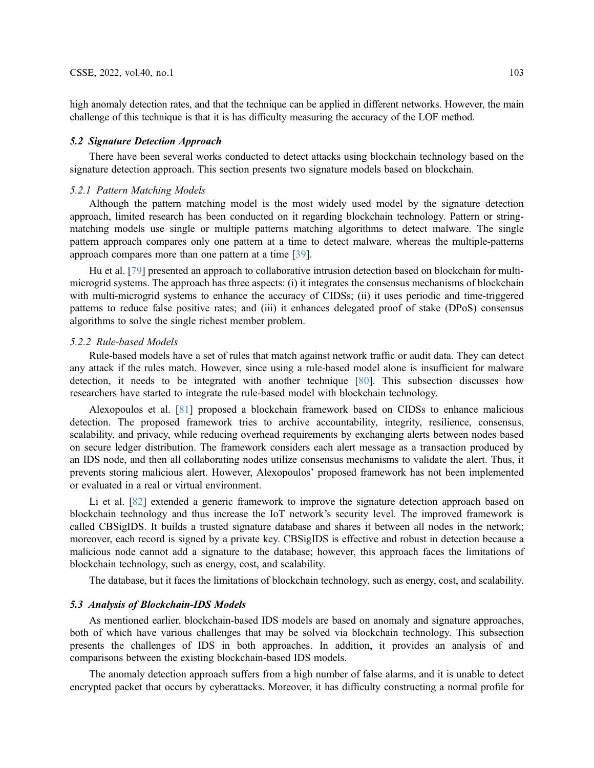high anomaly detection rates, and that the technique can be applied in different networks. However, the main challenge of this technique is that it is has difficulty measuring the accuracy of the LOF method.

### *5.2 Signature Detection Approach*

There have been several works conducted to detect attacks using blockchain technology based on the signature detection approach. This section presents two signature models based on blockchain.

#### *5.2.1 Pattern Matching Models*

Although the pattern matching model is the most widely used model by the signature detection approach, limited research has been conducted on it regarding blockchain technology. Pattern or string-matching models use single or multiple patterns matching algorithms to detect malware. The single pattern approach compares only one pattern at a time to detect malware, whereas the multiple-patterns approach compares more than one pattern at a time [39].

Hu et al. [79] presented an approach to collaborative intrusion detection based on blockchain for multi-microgrid systems. The approach has three aspects: (i) it integrates the consensus mechanisms of blockchain with multi-microgrid systems to enhance the accuracy of CIDSs; (ii) it uses periodic and time-triggered patterns to reduce false positive rates; and (iii) it enhances delegated proof of stake (DPoS) consensus algorithms to solve the single richest member problem.

#### *5.2.2 Rule-based Models*

Rule-based models have a set of rules that match against network traffic or audit data. They can detect any attack if the rules match. However, since using a rule-based model alone is insufficient for malware detection, it needs to be integrated with another technique [80]. This subsection discusses how researchers have started to integrate the rule-based model with blockchain technology.

Alexopoulos et al. [81] proposed a blockchain framework based on CIDSs to enhance malicious detection. The proposed framework tries to archive accountability, integrity, resilience, consensus, scalability, and privacy, while reducing overhead requirements by exchanging alerts between nodes based on secure ledger distribution. The framework considers each alert message as a transaction produced by an IDS node, and then all collaborating nodes utilize consensus mechanisms to validate the alert. Thus, it prevents storing malicious alert. However, Alexopoulos' proposed framework has not been implemented or evaluated in a real or virtual environment.

Li et al. [82] extended a generic framework to improve the signature detection approach based on blockchain technology and thus increase the IoT network's security level. The improved framework is called CBSigIDS. It builds a trusted signature database and shares it between all nodes in the network; moreover, each record is signed by a private key. CBSigIDS is effective and robust in detection because a malicious node cannot add a signature to the database; however, this approach faces the limitations of blockchain technology, such as energy, cost, and scalability.

The database, but it faces the limitations of blockchain technology, such as energy, cost, and scalability.

### *5.3 Analysis of Blockchain-IDS Models*

As mentioned earlier, blockchain-based IDS models are based on anomaly and signature approaches, both of which have various challenges that may be solved via blockchain technology. This subsection presents the challenges of IDS in both approaches. In addition, it provides an analysis of and comparisons between the existing blockchain-based IDS models.

The anomaly detection approach suffers from a high number of false alarms, and it is unable to detect encrypted packet that occurs by cyberattacks. Moreover, it has difficulty constructing a normal profile for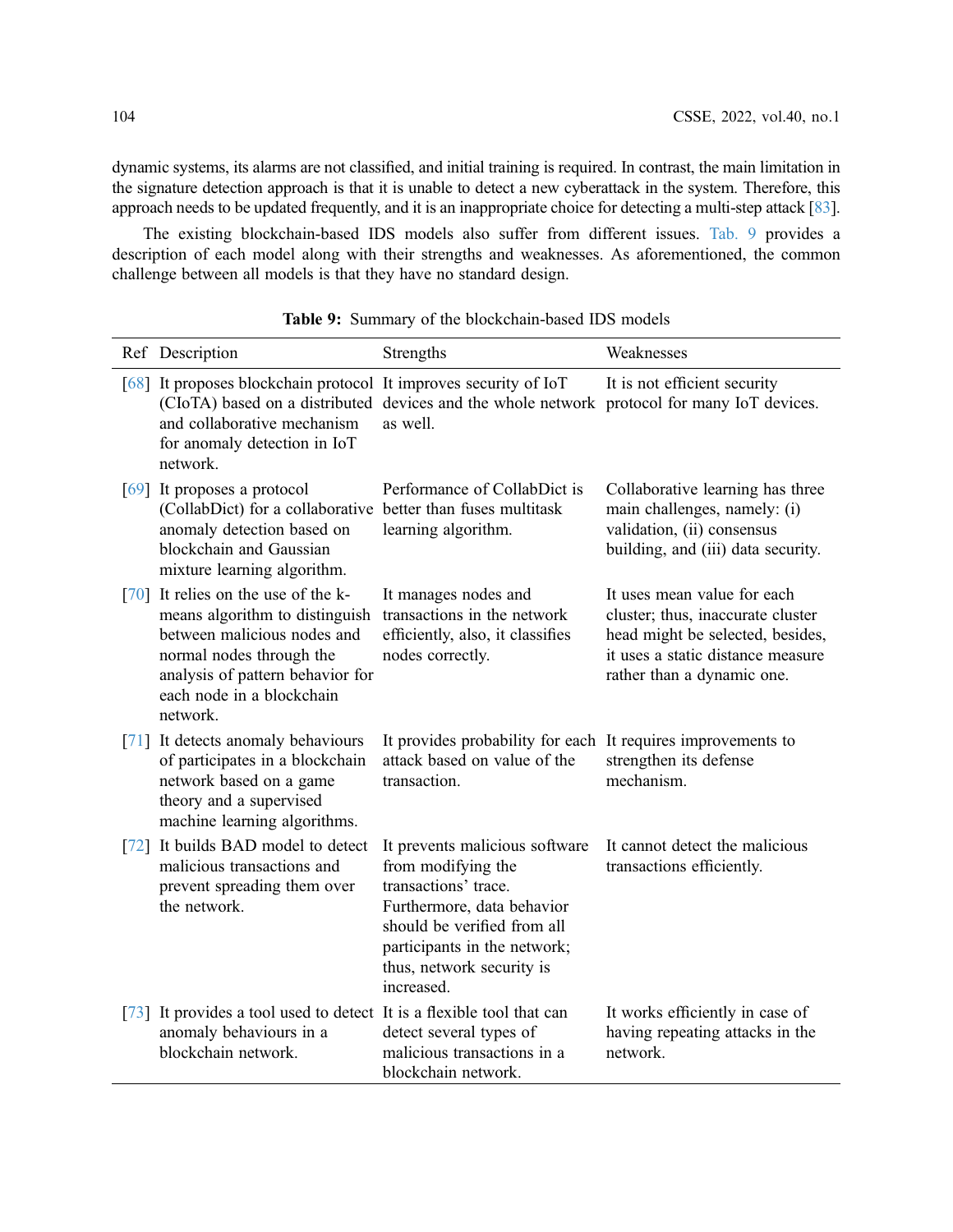dynamic systems, its alarms are not classified, and initial training is required. In contrast, the main limitation in the signature detection approach is that it is unable to detect a new cyberattack in the system. Therefore, this approach needs to be updated frequently, and it is an inappropriate choice for detecting a multi-step attack [83].

The existing blockchain-based IDS models also suffer from different issues. Tab. 9 provides a description of each model along with their strengths and weaknesses. As aforementioned, the common challenge between all models is that they have no standard design.

**Table 9:** Summary of the blockchain-based IDS models

| Ref | Description | Strengths | Weaknesses |
|---|---|---|---|
| [68] | It proposes blockchain protocol (CIoTA) based on a distributed and collaborative mechanism for anomaly detection in IoT network. | It improves security of IoT devices and the whole network as well. | It is not efficient security protocol for many IoT devices. |
| [69] | It proposes a protocol (CollabDict) for a collaborative anomaly detection based on blockchain and Gaussian mixture learning algorithm. | Performance of CollabDict is better than fuses multitask learning algorithm. | Collaborative learning has three main challenges, namely: (i) validation, (ii) consensus building, and (iii) data security. |
| [70] | It relies on the use of the k-means algorithm to distinguish between malicious nodes and normal nodes through the analysis of pattern behavior for each node in a blockchain network. | It manages nodes and transactions in the network efficiently, also, it classifies nodes correctly. | It uses mean value for each cluster; thus, inaccurate cluster head might be selected, besides, it uses a static distance measure rather than a dynamic one. |
| [71] | It detects anomaly behaviours of participates in a blockchain network based on a game theory and a supervised machine learning algorithms. | It provides probability for each attack based on value of the transaction. | It requires improvements to strengthen its defense mechanism. |
| [72] | It builds BAD model to detect malicious transactions and prevent spreading them over the network. | It prevents malicious software from modifying the transactions' trace. Furthermore, data behavior should be verified from all participants in the network; thus, network security is increased. | It cannot detect the malicious transactions efficiently. |
| [73] | It provides a tool used to detect anomaly behaviours in a blockchain network. | It is a flexible tool that can detect several types of malicious transactions in a blockchain network. | It works efficiently in case of having repeating attacks in the network. |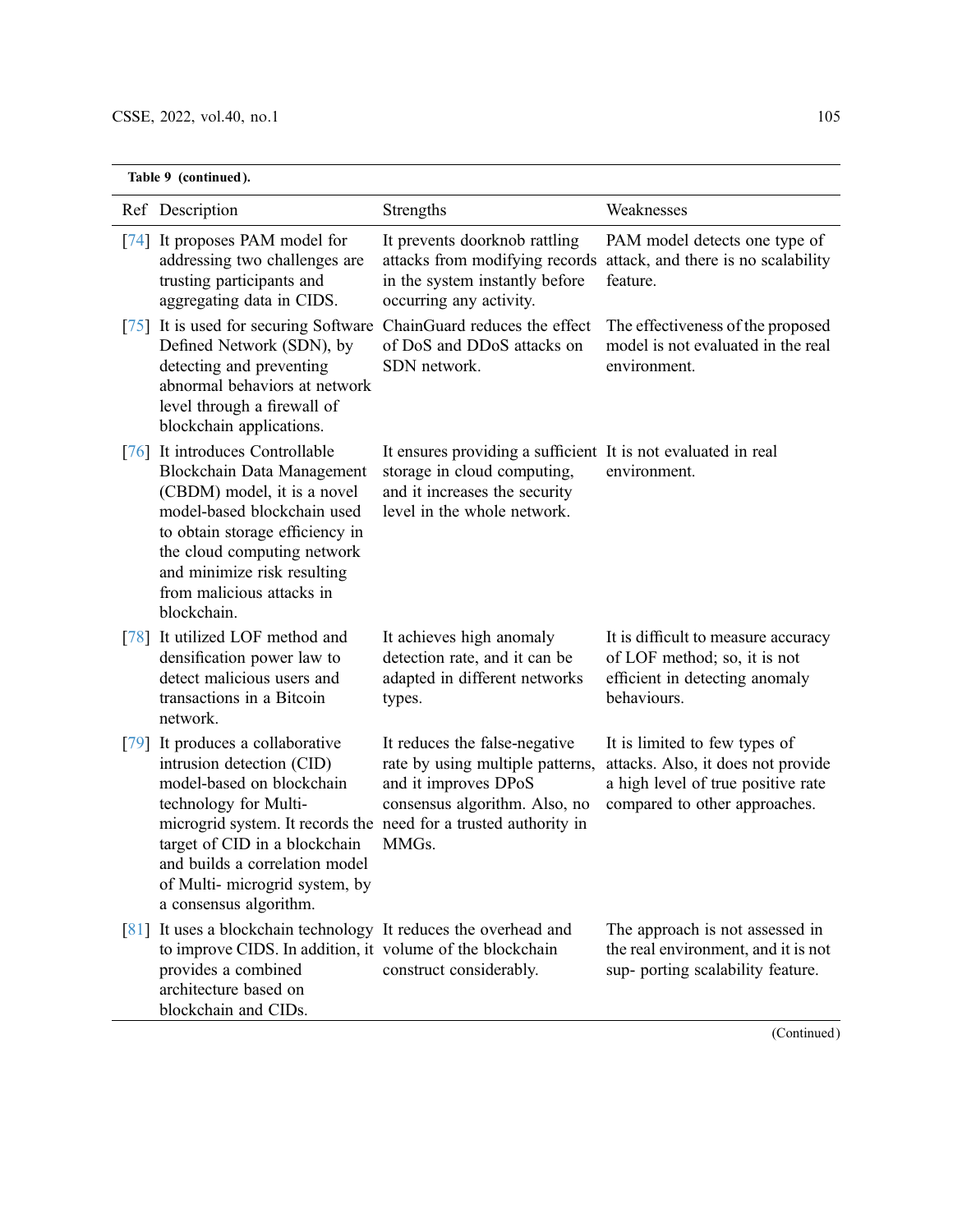**Table 9 (continued).**

| Ref | Description | Strengths | Weaknesses |
|---|---|---|---|
| [74] | It proposes PAM model for addressing two challenges are trusting participants and aggregating data in CIDS. | It prevents doorknob rattling attacks from modifying records in the system instantly before occurring any activity. | PAM model detects one type of attack, and there is no scalability feature. |
| [75] | It is used for securing Software Defined Network (SDN), by detecting and preventing abnormal behaviors at network level through a firewall of blockchain applications. | ChainGuard reduces the effect of DoS and DDoS attacks on SDN network. | The effectiveness of the proposed model is not evaluated in the real environment. |
| [76] | It introduces Controllable Blockchain Data Management (CBDM) model, it is a novel model-based blockchain used to obtain storage efficiency in the cloud computing network and minimize risk resulting from malicious attacks in blockchain. | It ensures providing a sufficient storage in cloud computing, and it increases the security level in the whole network. | It is not evaluated in real environment. |
| [78] | It utilized LOF method and densification power law to detect malicious users and transactions in a Bitcoin network. | It achieves high anomaly detection rate, and it can be adapted in different networks types. | It is difficult to measure accuracy of LOF method; so, it is not efficient in detecting anomaly behaviours. |
| [79] | It produces a collaborative intrusion detection (CID) model-based on blockchain technology for Multi-microgrid system. It records the target of CID in a blockchain and builds a correlation model of Multi- microgrid system, by a consensus algorithm. | It reduces the false-negative rate by using multiple patterns, and it improves DPoS consensus algorithm. Also, no need for a trusted authority in MMGs. | It is limited to few types of attacks. Also, it does not provide a high level of true positive rate compared to other approaches. |
| [81] | It uses a blockchain technology to improve CIDS. In addition, it provides a combined architecture based on blockchain and CIDs. | It reduces the overhead and volume of the blockchain construct considerably. | The approach is not assessed in the real environment, and it is not sup- porting scalability feature. |

(Continued)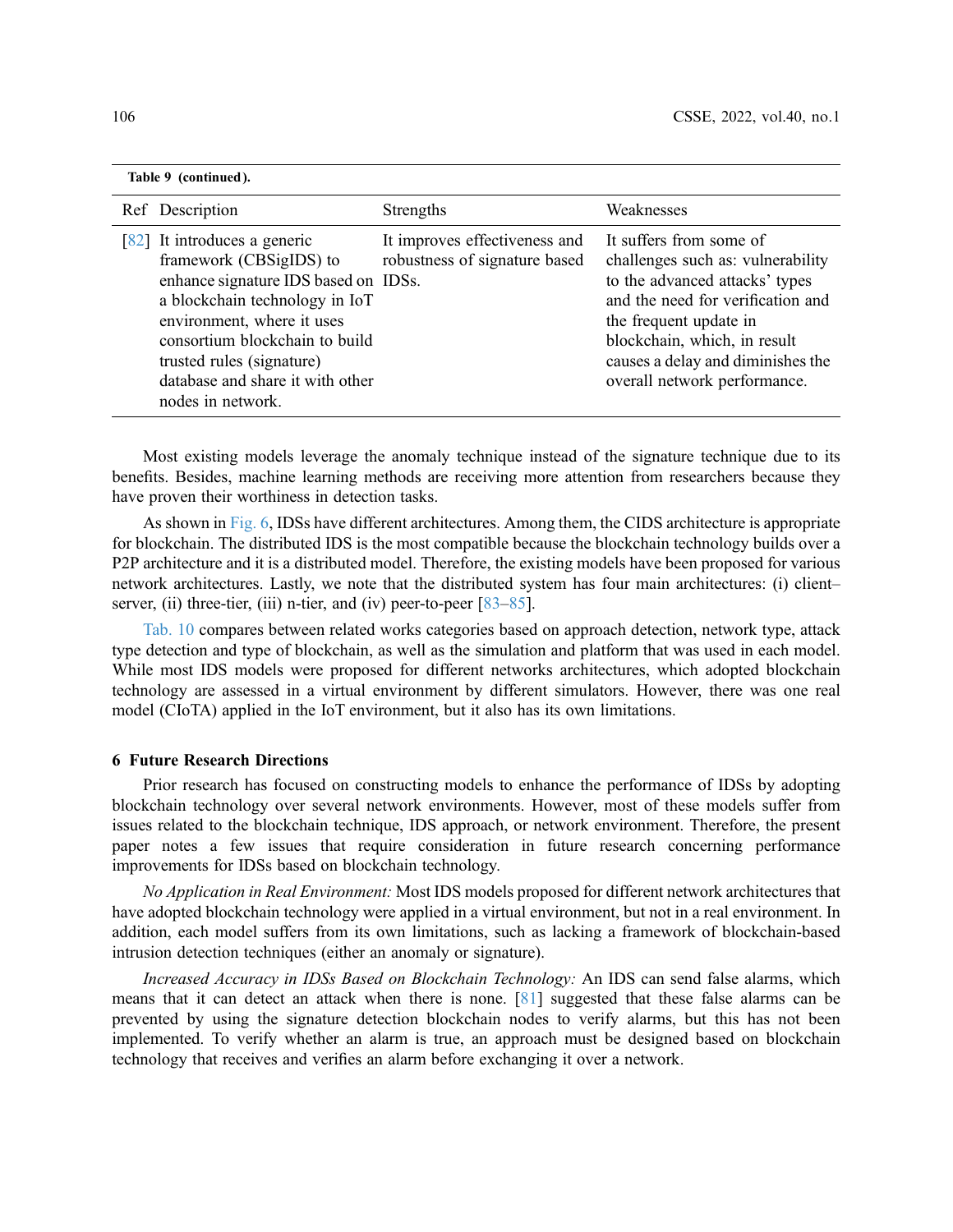**Table 9 (continued).**

| Ref | Description | Strengths | Weaknesses |
|---|---|---|---|
| [82] | It introduces a generic framework (CBSigIDS) to enhance signature IDS based on a blockchain technology in IoT environment, where it uses consortium blockchain to build trusted rules (signature) database and share it with other nodes in network. | It improves effectiveness and robustness of signature based IDSs. | It suffers from some of challenges such as: vulnerability to the advanced attacks' types and the need for verification and the frequent update in blockchain, which, in result causes a delay and diminishes the overall network performance. |

Most existing models leverage the anomaly technique instead of the signature technique due to its benefits. Besides, machine learning methods are receiving more attention from researchers because they have proven their worthiness in detection tasks.

As shown in Fig. 6, IDSs have different architectures. Among them, the CIDS architecture is appropriate for blockchain. The distributed IDS is the most compatible because the blockchain technology builds over a P2P architecture and it is a distributed model. Therefore, the existing models have been proposed for various network architectures. Lastly, we note that the distributed system has four main architectures: (i) client–server, (ii) three-tier, (iii) n-tier, and (iv) peer-to-peer [83–85].

Tab. 10 compares between related works categories based on approach detection, network type, attack type detection and type of blockchain, as well as the simulation and platform that was used in each model. While most IDS models were proposed for different networks architectures, which adopted blockchain technology are assessed in a virtual environment by different simulators. However, there was one real model (CIoTA) applied in the IoT environment, but it also has its own limitations.

## 6 Future Research Directions

Prior research has focused on constructing models to enhance the performance of IDSs by adopting blockchain technology over several network environments. However, most of these models suffer from issues related to the blockchain technique, IDS approach, or network environment. Therefore, the present paper notes a few issues that require consideration in future research concerning performance improvements for IDSs based on blockchain technology.

*No Application in Real Environment:* Most IDS models proposed for different network architectures that have adopted blockchain technology were applied in a virtual environment, but not in a real environment. In addition, each model suffers from its own limitations, such as lacking a framework of blockchain-based intrusion detection techniques (either an anomaly or signature).

*Increased Accuracy in IDSs Based on Blockchain Technology:* An IDS can send false alarms, which means that it can detect an attack when there is none. [81] suggested that these false alarms can be prevented by using the signature detection blockchain nodes to verify alarms, but this has not been implemented. To verify whether an alarm is true, an approach must be designed based on blockchain technology that receives and verifies an alarm before exchanging it over a network.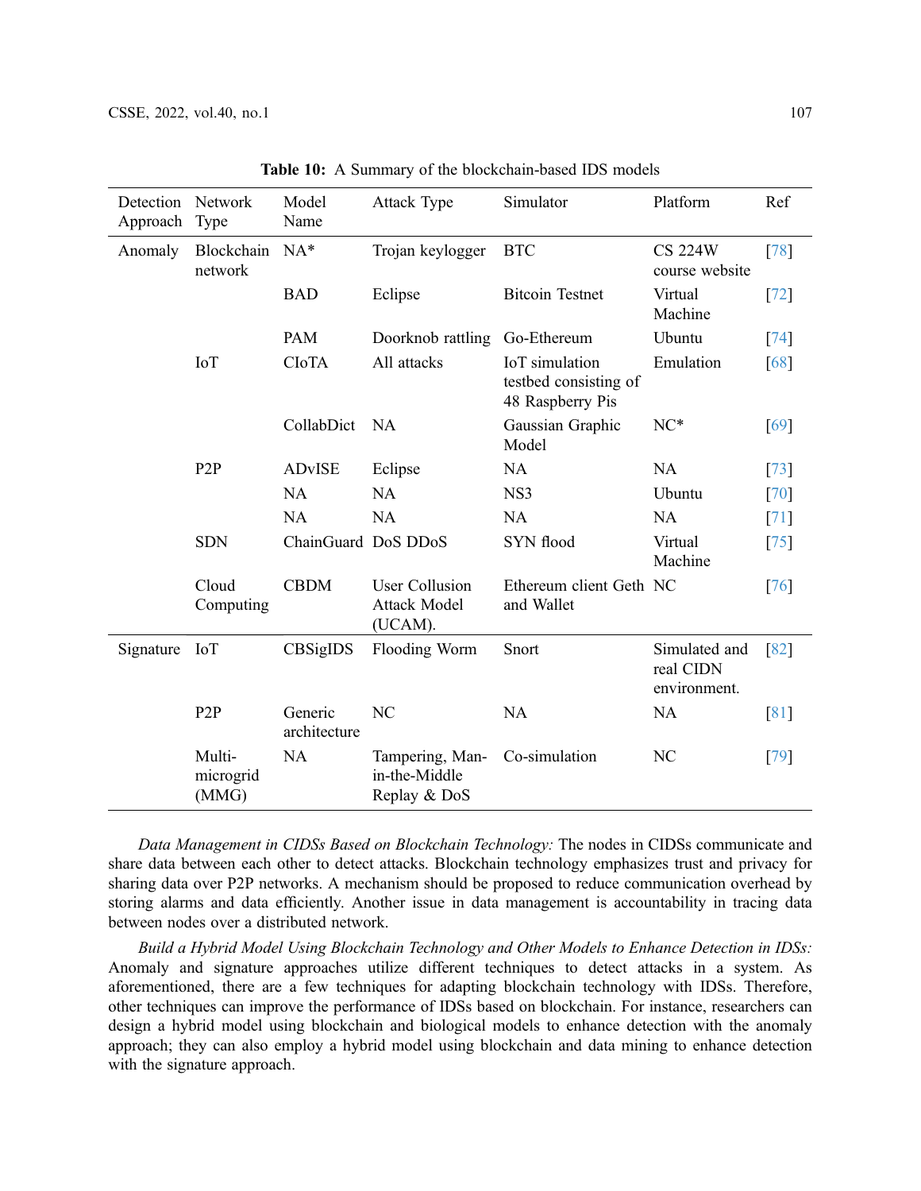**Table 10:** A Summary of the blockchain-based IDS models

| Detection Approach | Network Type | Model Name | Attack Type | Simulator | Platform | Ref |
|---|---|---|---|---|---|---|
| Anomaly | Blockchain network | NA* | Trojan keylogger | BTC | CS 224W course website | [78] |
| | | BAD | Eclipse | Bitcoin Testnet | Virtual Machine | [72] |
| | | PAM | Doorknob rattling | Go-Ethereum | Ubuntu | [74] |
| | IoT | CIoTA | All attacks | IoT simulation testbed consisting of 48 Raspberry Pis | Emulation | [68] |
| | | CollabDict | NA | Gaussian Graphic Model | NC* | [69] |
| | P2P | ADvISE | Eclipse | NA | NA | [73] |
| | | NA | NA | NS3 | Ubuntu | [70] |
| | | NA | NA | NA | NA | [71] |
| | SDN | ChainGuard | DoS DDoS | SYN flood | Virtual Machine | [75] |
| | Cloud Computing | CBDM | User Collusion Attack Model (UCAM). | Ethereum client Geth and Wallet | NC | [76] |
| Signature | IoT | CBSigIDS | Flooding Worm | Snort | Simulated and real CIDN environment. | [82] |
| | P2P | Generic architecture | NC | NA | NA | [81] |
| | Multi-microgrid (MMG) | NA | Tampering, Man-in-the-Middle Replay & DoS | Co-simulation | NC | [79] |

*Data Management in CIDSs Based on Blockchain Technology:* The nodes in CIDSs communicate and share data between each other to detect attacks. Blockchain technology emphasizes trust and privacy for sharing data over P2P networks. A mechanism should be proposed to reduce communication overhead by storing alarms and data efficiently. Another issue in data management is accountability in tracing data between nodes over a distributed network.

*Build a Hybrid Model Using Blockchain Technology and Other Models to Enhance Detection in IDSs:* Anomaly and signature approaches utilize different techniques to detect attacks in a system. As aforementioned, there are a few techniques for adapting blockchain technology with IDSs. Therefore, other techniques can improve the performance of IDSs based on blockchain. For instance, researchers can design a hybrid model using blockchain and biological models to enhance detection with the anomaly approach; they can also employ a hybrid model using blockchain and data mining to enhance detection with the signature approach.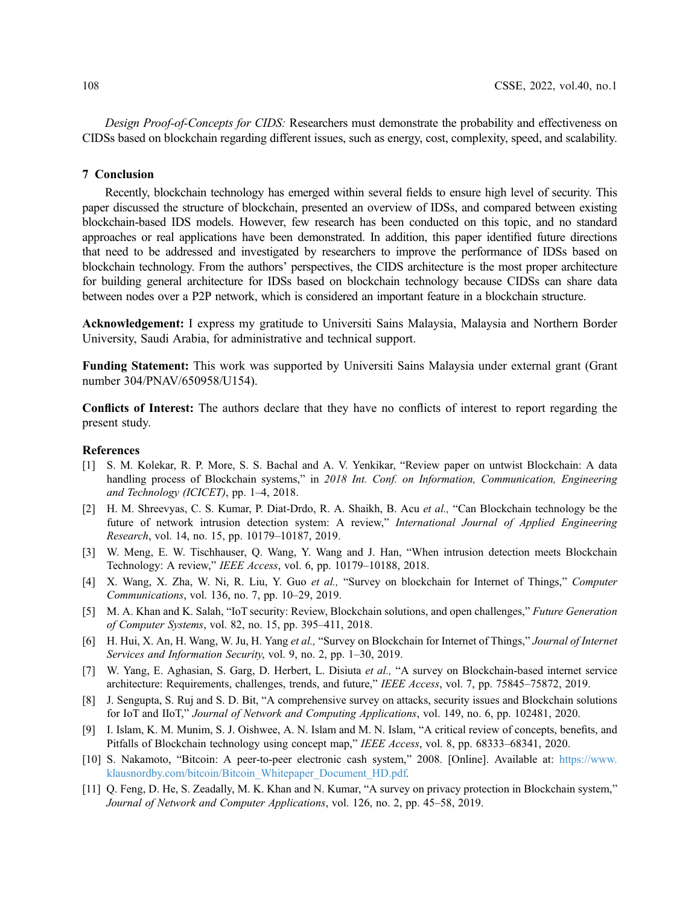*Design Proof-of-Concepts for CIDS:* Researchers must demonstrate the probability and effectiveness on CIDSs based on blockchain regarding different issues, such as energy, cost, complexity, speed, and scalability.

## 7 Conclusion

Recently, blockchain technology has emerged within several fields to ensure high level of security. This paper discussed the structure of blockchain, presented an overview of IDSs, and compared between existing blockchain-based IDS models. However, few research has been conducted on this topic, and no standard approaches or real applications have been demonstrated. In addition, this paper identified future directions that need to be addressed and investigated by researchers to improve the performance of IDSs based on blockchain technology. From the authors' perspectives, the CIDS architecture is the most proper architecture for building general architecture for IDSs based on blockchain technology because CIDSs can share data between nodes over a P2P network, which is considered an important feature in a blockchain structure.

**Acknowledgement:** I express my gratitude to Universiti Sains Malaysia, Malaysia and Northern Border University, Saudi Arabia, for administrative and technical support.

**Funding Statement:** This work was supported by Universiti Sains Malaysia under external grant (Grant number 304/PNAV/650958/U154).

**Conflicts of Interest:** The authors declare that they have no conflicts of interest to report regarding the present study.

## References

[1] S. M. Kolekar, R. P. More, S. S. Bachal and A. V. Yenkikar, "Review paper on untwist Blockchain: A data handling process of Blockchain systems," in *2018 Int. Conf. on Information, Communication, Engineering and Technology (ICICET)*, pp. 1–4, 2018.

[2] H. M. Shreevyas, C. S. Kumar, P. Diat-Drdo, R. A. Shaikh, B. Acu *et al.,* "Can Blockchain technology be the future of network intrusion detection system: A review," *International Journal of Applied Engineering Research*, vol. 14, no. 15, pp. 10179–10187, 2019.

[3] W. Meng, E. W. Tischhauser, Q. Wang, Y. Wang and J. Han, "When intrusion detection meets Blockchain Technology: A review," *IEEE Access*, vol. 6, pp. 10179–10188, 2018.

[4] X. Wang, X. Zha, W. Ni, R. Liu, Y. Guo *et al.,* "Survey on blockchain for Internet of Things," *Computer Communications*, vol. 136, no. 7, pp. 10–29, 2019.

[5] M. A. Khan and K. Salah, "IoT security: Review, Blockchain solutions, and open challenges," *Future Generation of Computer Systems*, vol. 82, no. 15, pp. 395–411, 2018.

[6] H. Hui, X. An, H. Wang, W. Ju, H. Yang *et al.,* "Survey on Blockchain for Internet of Things," *Journal of Internet Services and Information Security*, vol. 9, no. 2, pp. 1–30, 2019.

[7] W. Yang, E. Aghasian, S. Garg, D. Herbert, L. Disiuta *et al.,* "A survey on Blockchain-based internet service architecture: Requirements, challenges, trends, and future," *IEEE Access*, vol. 7, pp. 75845–75872, 2019.

[8] J. Sengupta, S. Ruj and S. D. Bit, "A comprehensive survey on attacks, security issues and Blockchain solutions for IoT and IIoT," *Journal of Network and Computing Applications*, vol. 149, no. 6, pp. 102481, 2020.

[9] I. Islam, K. M. Munim, S. J. Oishwee, A. N. Islam and M. N. Islam, "A critical review of concepts, benefits, and Pitfalls of Blockchain technology using concept map," *IEEE Access*, vol. 8, pp. 68333–68341, 2020.

[10] S. Nakamoto, "Bitcoin: A peer-to-peer electronic cash system," 2008. [Online]. Available at: https://www.klausnordby.com/bitcoin/Bitcoin_Whitepaper_Document_HD.pdf.

[11] Q. Feng, D. He, S. Zeadally, M. K. Khan and N. Kumar, "A survey on privacy protection in Blockchain system," *Journal of Network and Computer Applications*, vol. 126, no. 2, pp. 45–58, 2019.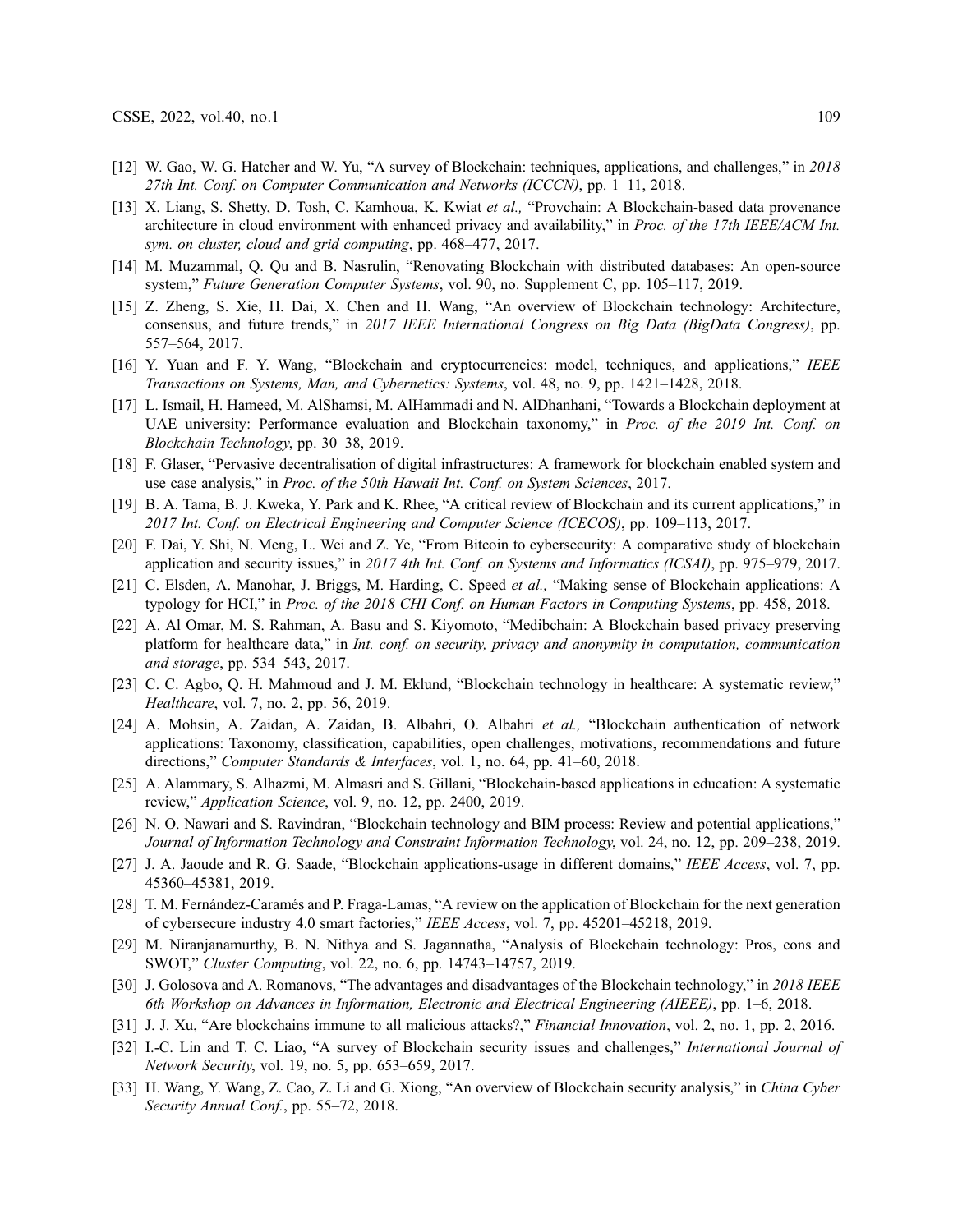[12] W. Gao, W. G. Hatcher and W. Yu, "A survey of Blockchain: techniques, applications, and challenges," in *2018 27th Int. Conf. on Computer Communication and Networks (ICCCN)*, pp. 1–11, 2018.

[13] X. Liang, S. Shetty, D. Tosh, C. Kamhoua, K. Kwiat *et al.,* "Provchain: A Blockchain-based data provenance architecture in cloud environment with enhanced privacy and availability," in *Proc. of the 17th IEEE/ACM Int. sym. on cluster, cloud and grid computing*, pp. 468–477, 2017.

[14] M. Muzammal, Q. Qu and B. Nasrulin, "Renovating Blockchain with distributed databases: An open-source system," *Future Generation Computer Systems*, vol. 90, no. Supplement C, pp. 105–117, 2019.

[15] Z. Zheng, S. Xie, H. Dai, X. Chen and H. Wang, "An overview of Blockchain technology: Architecture, consensus, and future trends," in *2017 IEEE International Congress on Big Data (BigData Congress)*, pp. 557–564, 2017.

[16] Y. Yuan and F. Y. Wang, "Blockchain and cryptocurrencies: model, techniques, and applications," *IEEE Transactions on Systems, Man, and Cybernetics: Systems*, vol. 48, no. 9, pp. 1421–1428, 2018.

[17] L. Ismail, H. Hameed, M. AlShamsi, M. AlHammadi and N. AlDhanhani, "Towards a Blockchain deployment at UAE university: Performance evaluation and Blockchain taxonomy," in *Proc. of the 2019 Int. Conf. on Blockchain Technology*, pp. 30–38, 2019.

[18] F. Glaser, "Pervasive decentralisation of digital infrastructures: A framework for blockchain enabled system and use case analysis," in *Proc. of the 50th Hawaii Int. Conf. on System Sciences*, 2017.

[19] B. A. Tama, B. J. Kweka, Y. Park and K. Rhee, "A critical review of Blockchain and its current applications," in *2017 Int. Conf. on Electrical Engineering and Computer Science (ICECOS)*, pp. 109–113, 2017.

[20] F. Dai, Y. Shi, N. Meng, L. Wei and Z. Ye, "From Bitcoin to cybersecurity: A comparative study of blockchain application and security issues," in *2017 4th Int. Conf. on Systems and Informatics (ICSAI)*, pp. 975–979, 2017.

[21] C. Elsden, A. Manohar, J. Briggs, M. Harding, C. Speed *et al.,* "Making sense of Blockchain applications: A typology for HCI," in *Proc. of the 2018 CHI Conf. on Human Factors in Computing Systems*, pp. 458, 2018.

[22] A. Al Omar, M. S. Rahman, A. Basu and S. Kiyomoto, "Medibchain: A Blockchain based privacy preserving platform for healthcare data," in *Int. conf. on security, privacy and anonymity in computation, communication and storage*, pp. 534–543, 2017.

[23] C. C. Agbo, Q. H. Mahmoud and J. M. Eklund, "Blockchain technology in healthcare: A systematic review," *Healthcare*, vol. 7, no. 2, pp. 56, 2019.

[24] A. Mohsin, A. Zaidan, A. Zaidan, B. Albahri, O. Albahri *et al.,* "Blockchain authentication of network applications: Taxonomy, classification, capabilities, open challenges, motivations, recommendations and future directions," *Computer Standards & Interfaces*, vol. 1, no. 64, pp. 41–60, 2018.

[25] A. Alammary, S. Alhazmi, M. Almasri and S. Gillani, "Blockchain-based applications in education: A systematic review," *Application Science*, vol. 9, no. 12, pp. 2400, 2019.

[26] N. O. Nawari and S. Ravindran, "Blockchain technology and BIM process: Review and potential applications," *Journal of Information Technology and Constraint Information Technology*, vol. 24, no. 12, pp. 209–238, 2019.

[27] J. A. Jaoude and R. G. Saade, "Blockchain applications-usage in different domains," *IEEE Access*, vol. 7, pp. 45360–45381, 2019.

[28] T. M. Fernández-Caramés and P. Fraga-Lamas, "A review on the application of Blockchain for the next generation of cybersecure industry 4.0 smart factories," *IEEE Access*, vol. 7, pp. 45201–45218, 2019.

[29] M. Niranjanamurthy, B. N. Nithya and S. Jagannatha, "Analysis of Blockchain technology: Pros, cons and SWOT," *Cluster Computing*, vol. 22, no. 6, pp. 14743–14757, 2019.

[30] J. Golosova and A. Romanovs, "The advantages and disadvantages of the Blockchain technology," in *2018 IEEE 6th Workshop on Advances in Information, Electronic and Electrical Engineering (AIEEE)*, pp. 1–6, 2018.

[31] J. J. Xu, "Are blockchains immune to all malicious attacks?," *Financial Innovation*, vol. 2, no. 1, pp. 2, 2016.

[32] I.-C. Lin and T. C. Liao, "A survey of Blockchain security issues and challenges," *International Journal of Network Security*, vol. 19, no. 5, pp. 653–659, 2017.

[33] H. Wang, Y. Wang, Z. Cao, Z. Li and G. Xiong, "An overview of Blockchain security analysis," in *China Cyber Security Annual Conf.*, pp. 55–72, 2018.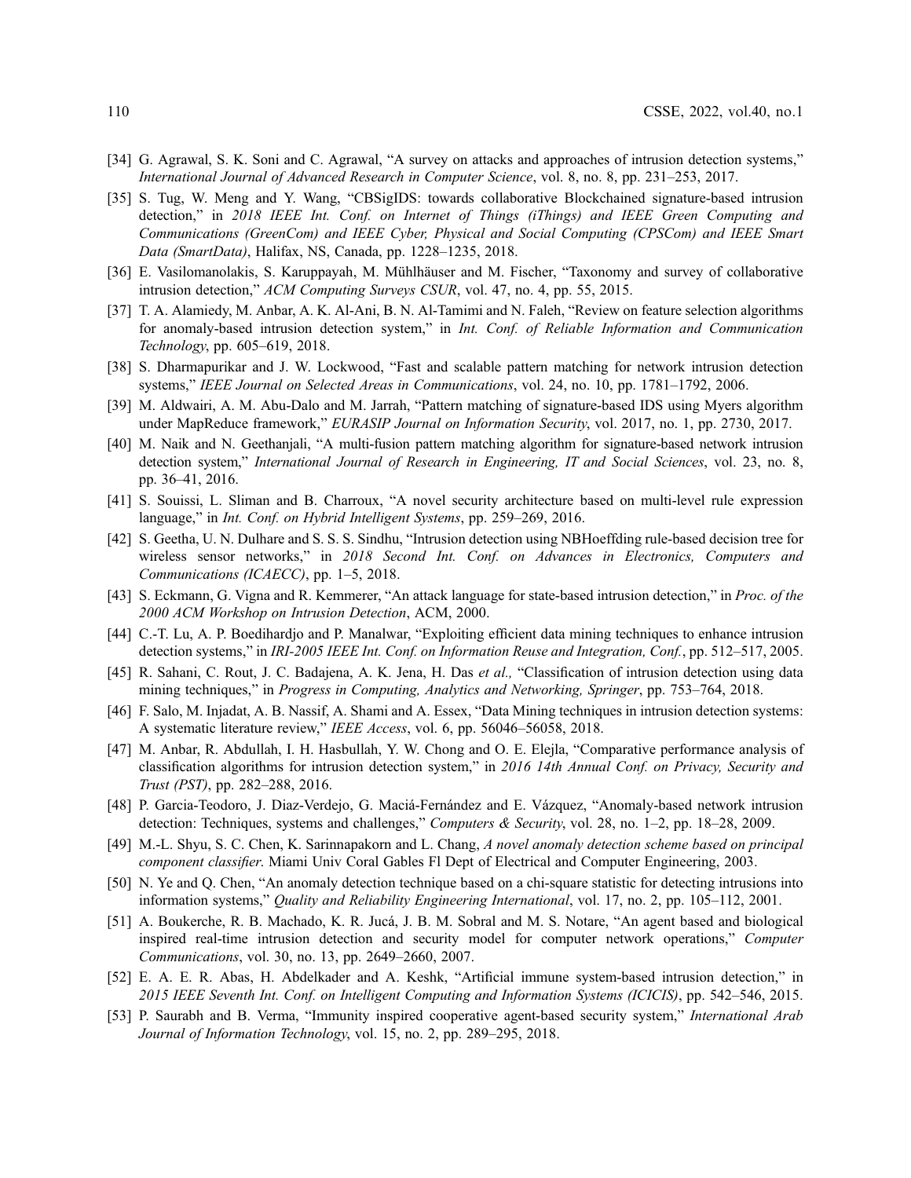[34] G. Agrawal, S. K. Soni and C. Agrawal, "A survey on attacks and approaches of intrusion detection systems," *International Journal of Advanced Research in Computer Science*, vol. 8, no. 8, pp. 231–253, 2017.

[35] S. Tug, W. Meng and Y. Wang, "CBSigIDS: towards collaborative Blockchained signature-based intrusion detection," in *2018 IEEE Int. Conf. on Internet of Things (iThings) and IEEE Green Computing and Communications (GreenCom) and IEEE Cyber, Physical and Social Computing (CPSCom) and IEEE Smart Data (SmartData)*, Halifax, NS, Canada, pp. 1228–1235, 2018.

[36] E. Vasilomanolakis, S. Karuppayah, M. Mühlhäuser and M. Fischer, "Taxonomy and survey of collaborative intrusion detection," *ACM Computing Surveys CSUR*, vol. 47, no. 4, pp. 55, 2015.

[37] T. A. Alamiedy, M. Anbar, A. K. Al-Ani, B. N. Al-Tamimi and N. Faleh, "Review on feature selection algorithms for anomaly-based intrusion detection system," in *Int. Conf. of Reliable Information and Communication Technology*, pp. 605–619, 2018.

[38] S. Dharmapurikar and J. W. Lockwood, "Fast and scalable pattern matching for network intrusion detection systems," *IEEE Journal on Selected Areas in Communications*, vol. 24, no. 10, pp. 1781–1792, 2006.

[39] M. Aldwairi, A. M. Abu-Dalo and M. Jarrah, "Pattern matching of signature-based IDS using Myers algorithm under MapReduce framework," *EURASIP Journal on Information Security*, vol. 2017, no. 1, pp. 2730, 2017.

[40] M. Naik and N. Geethanjali, "A multi-fusion pattern matching algorithm for signature-based network intrusion detection system," *International Journal of Research in Engineering, IT and Social Sciences*, vol. 23, no. 8, pp. 36–41, 2016.

[41] S. Souissi, L. Sliman and B. Charroux, "A novel security architecture based on multi-level rule expression language," in *Int. Conf. on Hybrid Intelligent Systems*, pp. 259–269, 2016.

[42] S. Geetha, U. N. Dulhare and S. S. S. Sindhu, "Intrusion detection using NBHoeffding rule-based decision tree for wireless sensor networks," in *2018 Second Int. Conf. on Advances in Electronics, Computers and Communications (ICAECC)*, pp. 1–5, 2018.

[43] S. Eckmann, G. Vigna and R. Kemmerer, "An attack language for state-based intrusion detection," in *Proc. of the 2000 ACM Workshop on Intrusion Detection*, ACM, 2000.

[44] C.-T. Lu, A. P. Boedihardjo and P. Manalwar, "Exploiting efficient data mining techniques to enhance intrusion detection systems," in *IRI-2005 IEEE Int. Conf. on Information Reuse and Integration, Conf.*, pp. 512–517, 2005.

[45] R. Sahani, C. Rout, J. C. Badajena, A. K. Jena, H. Das *et al.,* "Classification of intrusion detection using data mining techniques," in *Progress in Computing, Analytics and Networking, Springer*, pp. 753–764, 2018.

[46] F. Salo, M. Injadat, A. B. Nassif, A. Shami and A. Essex, "Data Mining techniques in intrusion detection systems: A systematic literature review," *IEEE Access*, vol. 6, pp. 56046–56058, 2018.

[47] M. Anbar, R. Abdullah, I. H. Hasbullah, Y. W. Chong and O. E. Elejla, "Comparative performance analysis of classification algorithms for intrusion detection system," in *2016 14th Annual Conf. on Privacy, Security and Trust (PST)*, pp. 282–288, 2016.

[48] P. Garcia-Teodoro, J. Diaz-Verdejo, G. Maciá-Fernández and E. Vázquez, "Anomaly-based network intrusion detection: Techniques, systems and challenges," *Computers & Security*, vol. 28, no. 1–2, pp. 18–28, 2009.

[49] M.-L. Shyu, S. C. Chen, K. Sarinnapakorn and L. Chang, *A novel anomaly detection scheme based on principal component classifier*. Miami Univ Coral Gables Fl Dept of Electrical and Computer Engineering, 2003.

[50] N. Ye and Q. Chen, "An anomaly detection technique based on a chi-square statistic for detecting intrusions into information systems," *Quality and Reliability Engineering International*, vol. 17, no. 2, pp. 105–112, 2001.

[51] A. Boukerche, R. B. Machado, K. R. Jucá, J. B. M. Sobral and M. S. Notare, "An agent based and biological inspired real-time intrusion detection and security model for computer network operations," *Computer Communications*, vol. 30, no. 13, pp. 2649–2660, 2007.

[52] E. A. E. R. Abas, H. Abdelkader and A. Keshk, "Artificial immune system-based intrusion detection," in *2015 IEEE Seventh Int. Conf. on Intelligent Computing and Information Systems (ICICIS)*, pp. 542–546, 2015.

[53] P. Saurabh and B. Verma, "Immunity inspired cooperative agent-based security system," *International Arab Journal of Information Technology*, vol. 15, no. 2, pp. 289–295, 2018.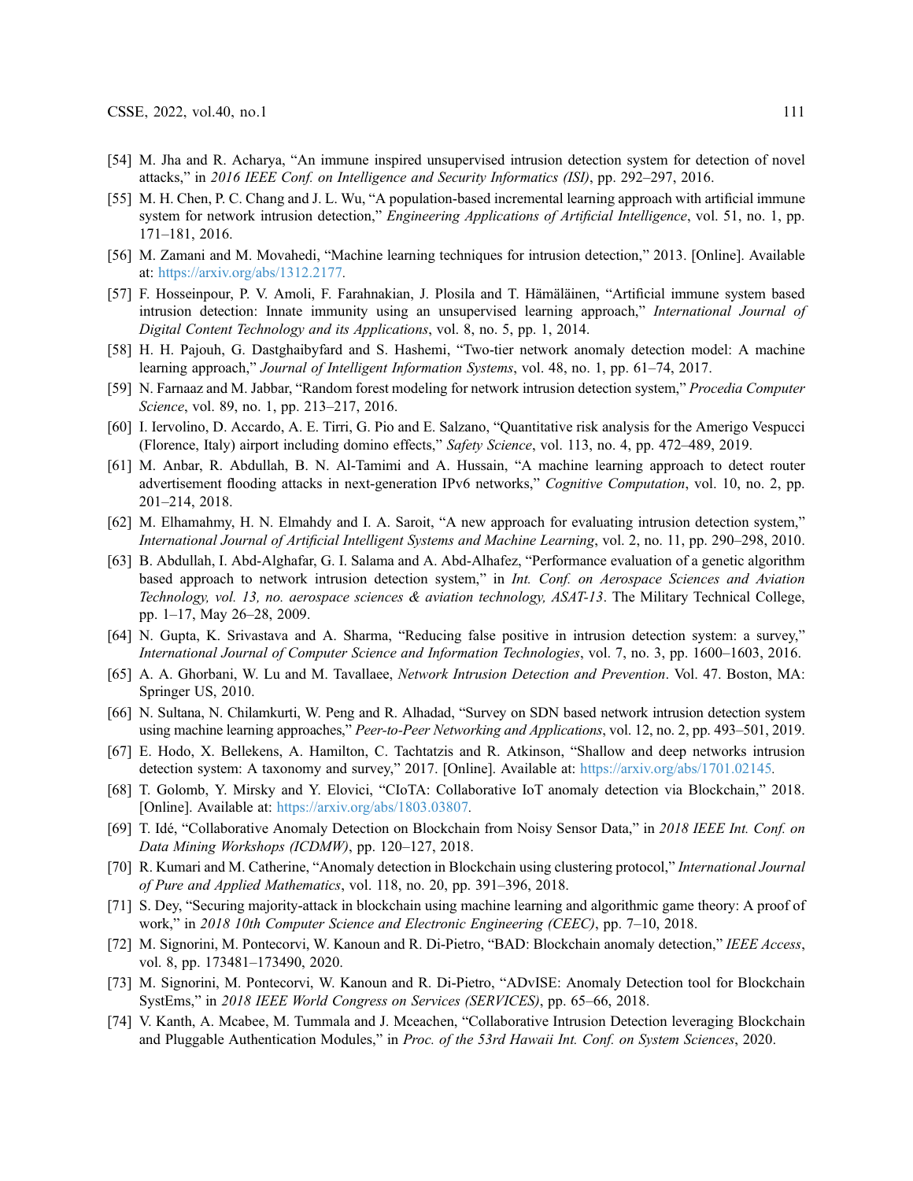[54] M. Jha and R. Acharya, "An immune inspired unsupervised intrusion detection system for detection of novel attacks," in *2016 IEEE Conf. on Intelligence and Security Informatics (ISI)*, pp. 292–297, 2016.

[55] M. H. Chen, P. C. Chang and J. L. Wu, "A population-based incremental learning approach with artificial immune system for network intrusion detection," *Engineering Applications of Artificial Intelligence*, vol. 51, no. 1, pp. 171–181, 2016.

[56] M. Zamani and M. Movahedi, "Machine learning techniques for intrusion detection," 2013. [Online]. Available at: https://arxiv.org/abs/1312.2177.

[57] F. Hosseinpour, P. V. Amoli, F. Farahnakian, J. Plosila and T. Hämäläinen, "Artificial immune system based intrusion detection: Innate immunity using an unsupervised learning approach," *International Journal of Digital Content Technology and its Applications*, vol. 8, no. 5, pp. 1, 2014.

[58] H. H. Pajouh, G. Dastghaibyfard and S. Hashemi, "Two-tier network anomaly detection model: A machine learning approach," *Journal of Intelligent Information Systems*, vol. 48, no. 1, pp. 61–74, 2017.

[59] N. Farnaaz and M. Jabbar, "Random forest modeling for network intrusion detection system," *Procedia Computer Science*, vol. 89, no. 1, pp. 213–217, 2016.

[60] I. Iervolino, D. Accardo, A. E. Tirri, G. Pio and E. Salzano, "Quantitative risk analysis for the Amerigo Vespucci (Florence, Italy) airport including domino effects," *Safety Science*, vol. 113, no. 4, pp. 472–489, 2019.

[61] M. Anbar, R. Abdullah, B. N. Al-Tamimi and A. Hussain, "A machine learning approach to detect router advertisement flooding attacks in next-generation IPv6 networks," *Cognitive Computation*, vol. 10, no. 2, pp. 201–214, 2018.

[62] M. Elhamahmy, H. N. Elmahdy and I. A. Saroit, "A new approach for evaluating intrusion detection system," *International Journal of Artificial Intelligent Systems and Machine Learning*, vol. 2, no. 11, pp. 290–298, 2010.

[63] B. Abdullah, I. Abd-Alghafar, G. I. Salama and A. Abd-Alhafez, "Performance evaluation of a genetic algorithm based approach to network intrusion detection system," in *Int. Conf. on Aerospace Sciences and Aviation Technology, vol. 13, no. aerospace sciences & aviation technology, ASAT-13*. The Military Technical College, pp. 1–17, May 26–28, 2009.

[64] N. Gupta, K. Srivastava and A. Sharma, "Reducing false positive in intrusion detection system: a survey," *International Journal of Computer Science and Information Technologies*, vol. 7, no. 3, pp. 1600–1603, 2016.

[65] A. A. Ghorbani, W. Lu and M. Tavallaee, *Network Intrusion Detection and Prevention*. Vol. 47. Boston, MA: Springer US, 2010.

[66] N. Sultana, N. Chilamkurti, W. Peng and R. Alhadad, "Survey on SDN based network intrusion detection system using machine learning approaches," *Peer-to-Peer Networking and Applications*, vol. 12, no. 2, pp. 493–501, 2019.

[67] E. Hodo, X. Bellekens, A. Hamilton, C. Tachtatzis and R. Atkinson, "Shallow and deep networks intrusion detection system: A taxonomy and survey," 2017. [Online]. Available at: https://arxiv.org/abs/1701.02145.

[68] T. Golomb, Y. Mirsky and Y. Elovici, "CIoTA: Collaborative IoT anomaly detection via Blockchain," 2018. [Online]. Available at: https://arxiv.org/abs/1803.03807.

[69] T. Idé, "Collaborative Anomaly Detection on Blockchain from Noisy Sensor Data," in *2018 IEEE Int. Conf. on Data Mining Workshops (ICDMW)*, pp. 120–127, 2018.

[70] R. Kumari and M. Catherine, "Anomaly detection in Blockchain using clustering protocol," *International Journal of Pure and Applied Mathematics*, vol. 118, no. 20, pp. 391–396, 2018.

[71] S. Dey, "Securing majority-attack in blockchain using machine learning and algorithmic game theory: A proof of work," in *2018 10th Computer Science and Electronic Engineering (CEEC)*, pp. 7–10, 2018.

[72] M. Signorini, M. Pontecorvi, W. Kanoun and R. Di-Pietro, "BAD: Blockchain anomaly detection," *IEEE Access*, vol. 8, pp. 173481–173490, 2020.

[73] M. Signorini, M. Pontecorvi, W. Kanoun and R. Di-Pietro, "ADvISE: Anomaly Detection tool for Blockchain SystEms," in *2018 IEEE World Congress on Services (SERVICES)*, pp. 65–66, 2018.

[74] V. Kanth, A. Mcabee, M. Tummala and J. Mceachen, "Collaborative Intrusion Detection leveraging Blockchain and Pluggable Authentication Modules," in *Proc. of the 53rd Hawaii Int. Conf. on System Sciences*, 2020.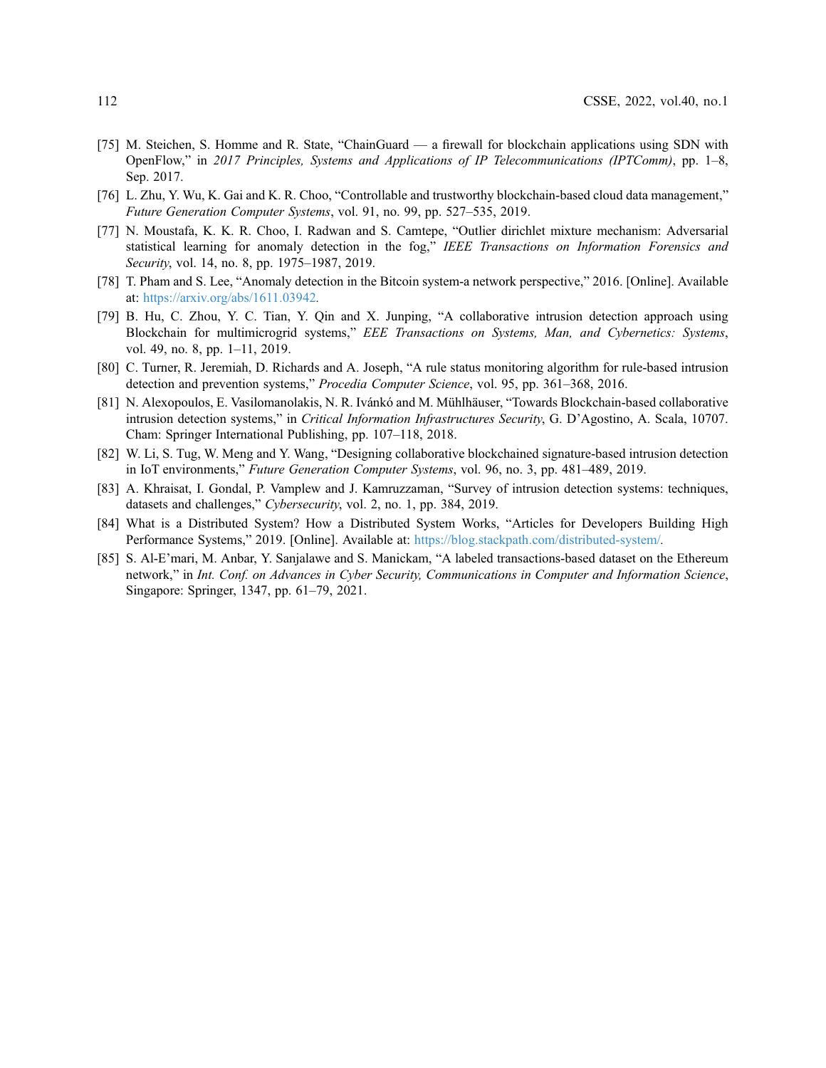[75] M. Steichen, S. Homme and R. State, "ChainGuard — a firewall for blockchain applications using SDN with OpenFlow," in *2017 Principles, Systems and Applications of IP Telecommunications (IPTComm)*, pp. 1–8, Sep. 2017.

[76] L. Zhu, Y. Wu, K. Gai and K. R. Choo, "Controllable and trustworthy blockchain-based cloud data management," *Future Generation Computer Systems*, vol. 91, no. 99, pp. 527–535, 2019.

[77] N. Moustafa, K. K. R. Choo, I. Radwan and S. Camtepe, "Outlier dirichlet mixture mechanism: Adversarial statistical learning for anomaly detection in the fog," *IEEE Transactions on Information Forensics and Security*, vol. 14, no. 8, pp. 1975–1987, 2019.

[78] T. Pham and S. Lee, "Anomaly detection in the Bitcoin system-a network perspective," 2016. [Online]. Available at: https://arxiv.org/abs/1611.03942.

[79] B. Hu, C. Zhou, Y. C. Tian, Y. Qin and X. Junping, "A collaborative intrusion detection approach using Blockchain for multimicrogrid systems," *EEE Transactions on Systems, Man, and Cybernetics: Systems*, vol. 49, no. 8, pp. 1–11, 2019.

[80] C. Turner, R. Jeremiah, D. Richards and A. Joseph, "A rule status monitoring algorithm for rule-based intrusion detection and prevention systems," *Procedia Computer Science*, vol. 95, pp. 361–368, 2016.

[81] N. Alexopoulos, E. Vasilomanolakis, N. R. Ivánkó and M. Mühlhäuser, "Towards Blockchain-based collaborative intrusion detection systems," in *Critical Information Infrastructures Security*, G. D'Agostino, A. Scala, 10707. Cham: Springer International Publishing, pp. 107–118, 2018.

[82] W. Li, S. Tug, W. Meng and Y. Wang, "Designing collaborative blockchained signature-based intrusion detection in IoT environments," *Future Generation Computer Systems*, vol. 96, no. 3, pp. 481–489, 2019.

[83] A. Khraisat, I. Gondal, P. Vamplew and J. Kamruzzaman, "Survey of intrusion detection systems: techniques, datasets and challenges," *Cybersecurity*, vol. 2, no. 1, pp. 384, 2019.

[84] What is a Distributed System? How a Distributed System Works, "Articles for Developers Building High Performance Systems," 2019. [Online]. Available at: https://blog.stackpath.com/distributed-system/.

[85] S. Al-E'mari, M. Anbar, Y. Sanjalawe and S. Manickam, "A labeled transactions-based dataset on the Ethereum network," in *Int. Conf. on Advances in Cyber Security, Communications in Computer and Information Science*, Singapore: Springer, 1347, pp. 61–79, 2021.